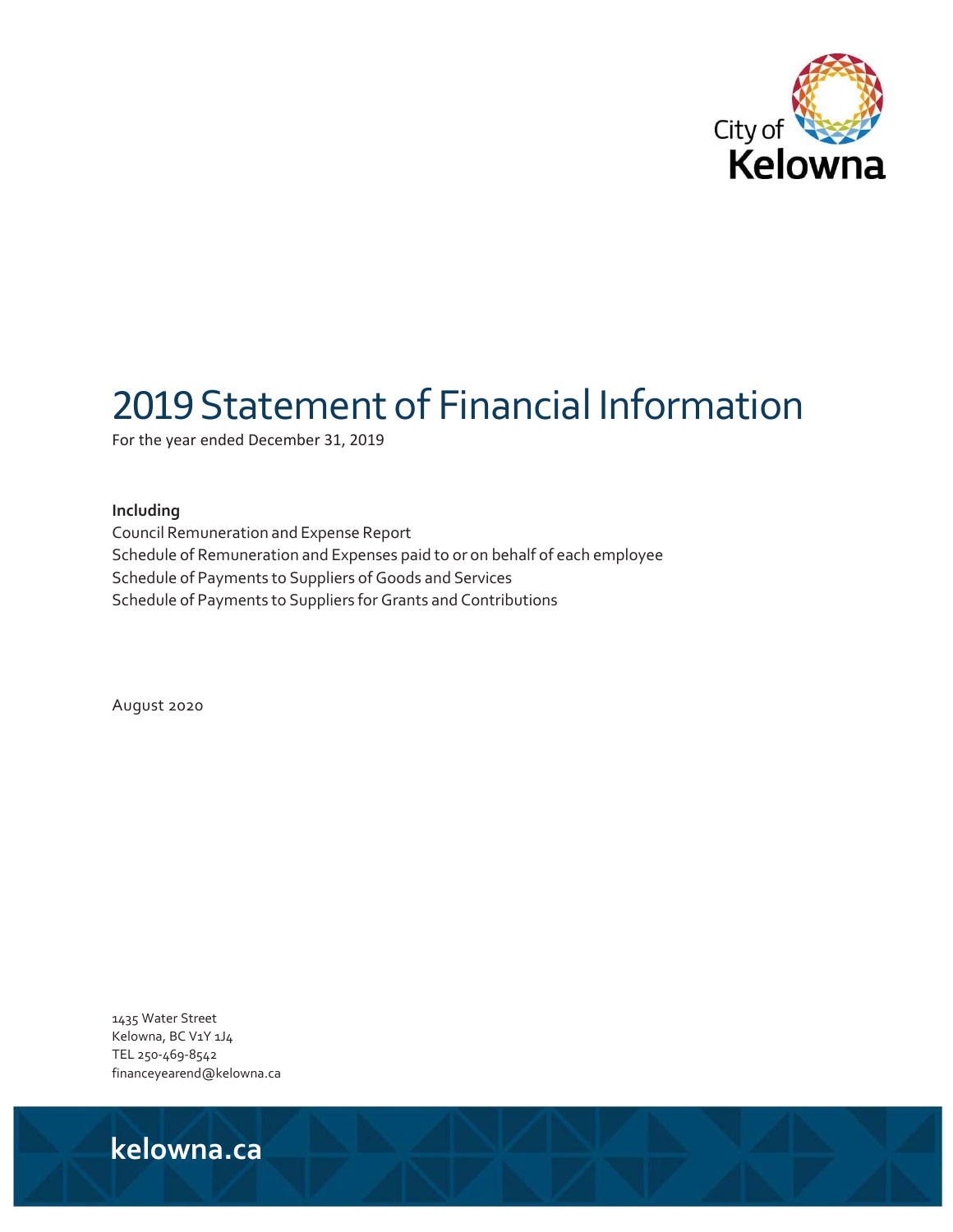City of Kelowna

# 2019 Statement of Financial Information

For the year ended December 31, 2019

**Including**

Council Remuneration and Expense Report
Schedule of Remuneration and Expenses paid to or on behalf of each employee
Schedule of Payments to Suppliers of Goods and Services
Schedule of Payments to Suppliers for Grants and Contributions

August 2020

1435 Water Street
Kelowna, BC V1Y 1J4
TEL 250-469-8542
financeyearend@kelowna.ca

**kelowna.ca**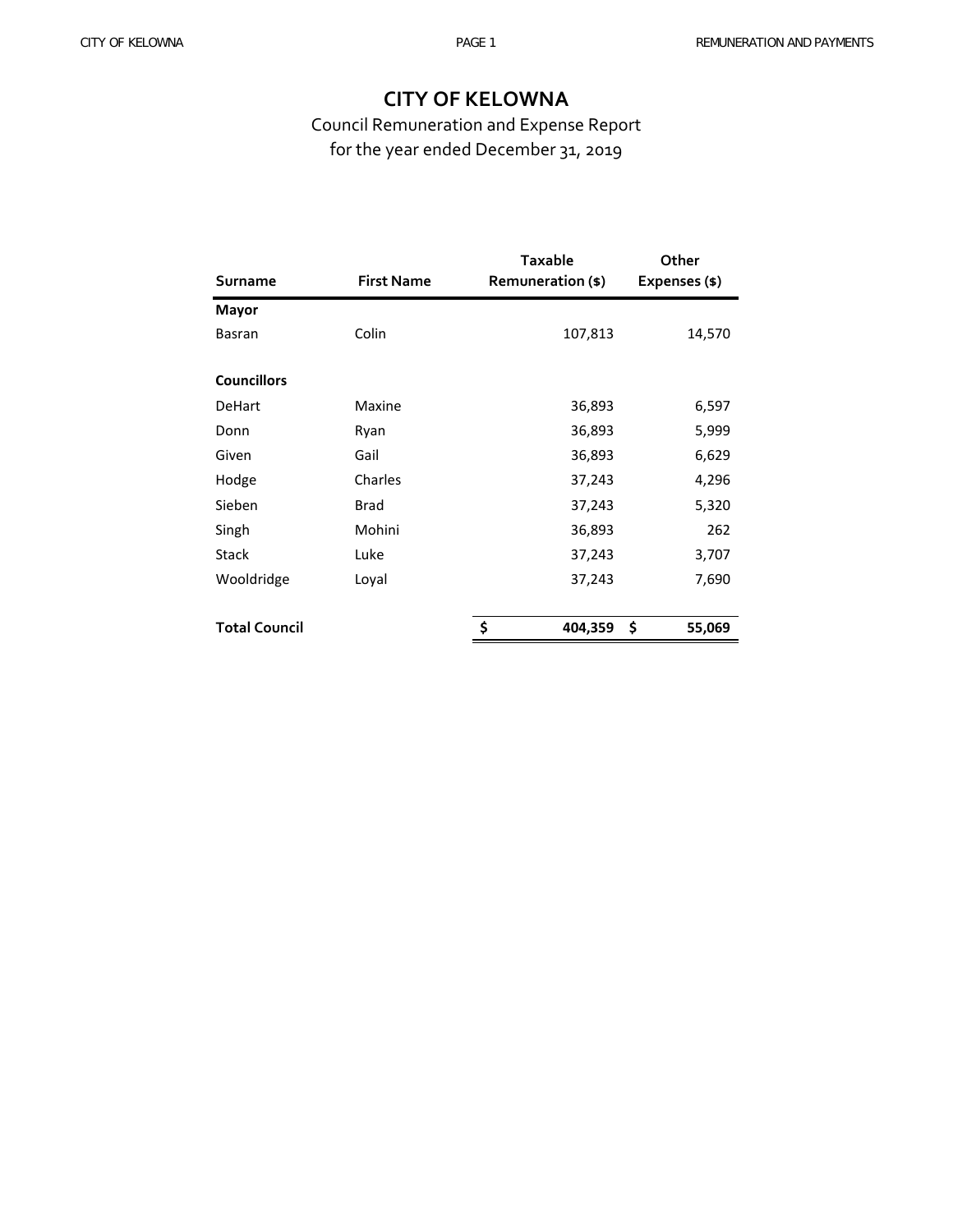# CITY OF KELOWNA

Council Remuneration and Expense Report
for the year ended December 31, 2019

| Surname | First Name | Taxable Remuneration ($) | Other Expenses ($) |
|---|---|---|---|
| **Mayor** | | | |
| Basran | Colin | 107,813 | 14,570 |
| **Councillors** | | | |
| DeHart | Maxine | 36,893 | 6,597 |
| Donn | Ryan | 36,893 | 5,999 |
| Given | Gail | 36,893 | 6,629 |
| Hodge | Charles | 37,243 | 4,296 |
| Sieben | Brad | 37,243 | 5,320 |
| Singh | Mohini | 36,893 | 262 |
| Stack | Luke | 37,243 | 3,707 |
| Wooldridge | Loyal | 37,243 | 7,690 |
| **Total Council** | | **$ 404,359** | **$ 55,069** |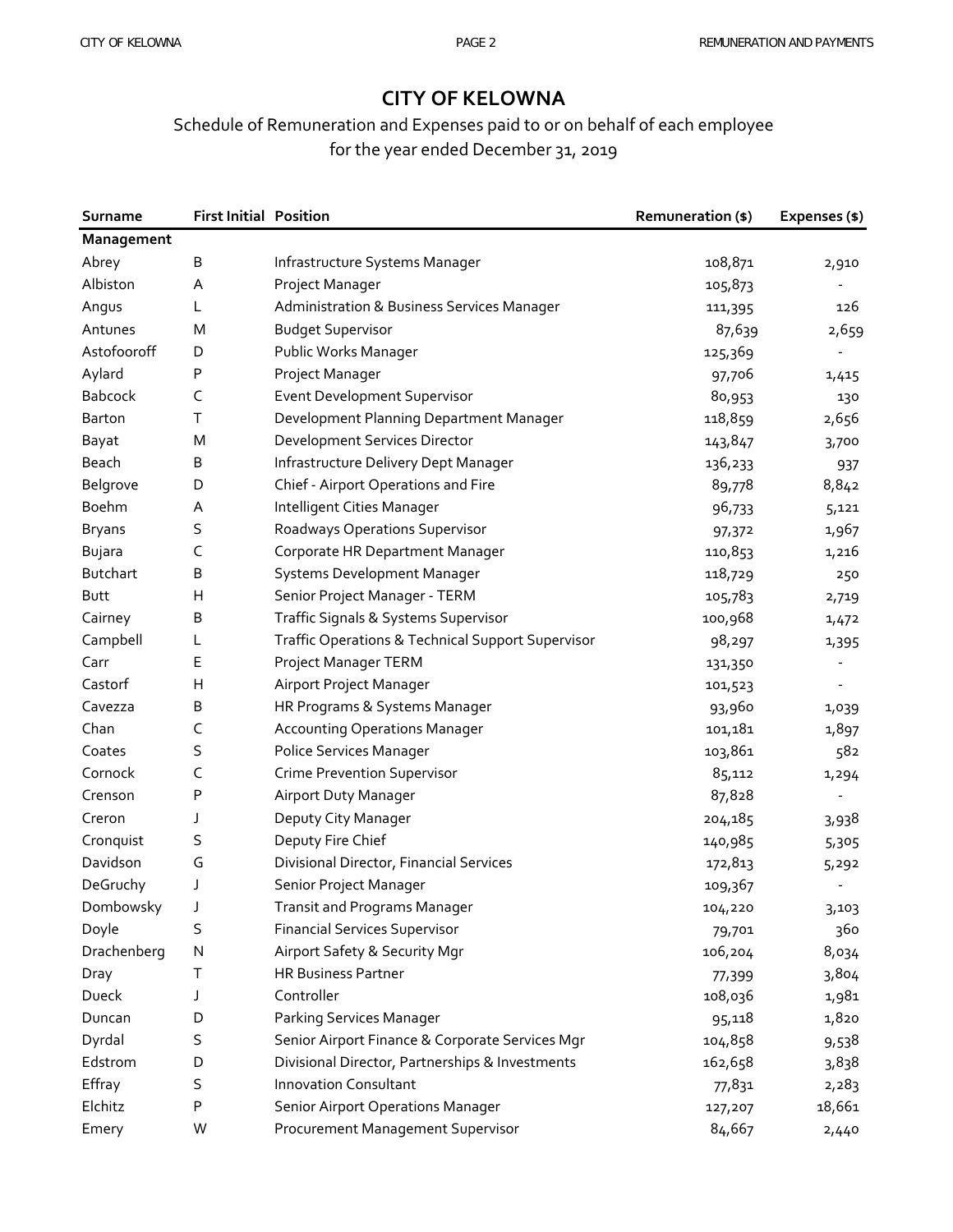# CITY OF KELOWNA

Schedule of Remuneration and Expenses paid to or on behalf of each employee
for the year ended December 31, 2019

| Surname | First Initial | Position | Remuneration ($) | Expenses ($) |
|---|---|---|---|---|
| **Management** | | | | |
| Abrey | B | Infrastructure Systems Manager | 108,871 | 2,910 |
| Albiston | A | Project Manager | 105,873 | - |
| Angus | L | Administration & Business Services Manager | 111,395 | 126 |
| Antunes | M | Budget Supervisor | 87,639 | 2,659 |
| Astofooroff | D | Public Works Manager | 125,369 | - |
| Aylard | P | Project Manager | 97,706 | 1,415 |
| Babcock | C | Event Development Supervisor | 80,953 | 130 |
| Barton | T | Development Planning Department Manager | 118,859 | 2,656 |
| Bayat | M | Development Services Director | 143,847 | 3,700 |
| Beach | B | Infrastructure Delivery Dept Manager | 136,233 | 937 |
| Belgrove | D | Chief - Airport Operations and Fire | 89,778 | 8,842 |
| Boehm | A | Intelligent Cities Manager | 96,733 | 5,121 |
| Bryans | S | Roadways Operations Supervisor | 97,372 | 1,967 |
| Bujara | C | Corporate HR Department Manager | 110,853 | 1,216 |
| Butchart | B | Systems Development Manager | 118,729 | 250 |
| Butt | H | Senior Project Manager - TERM | 105,783 | 2,719 |
| Cairney | B | Traffic Signals & Systems Supervisor | 100,968 | 1,472 |
| Campbell | L | Traffic Operations & Technical Support Supervisor | 98,297 | 1,395 |
| Carr | E | Project Manager TERM | 131,350 | - |
| Castorf | H | Airport Project Manager | 101,523 | - |
| Cavezza | B | HR Programs & Systems Manager | 93,960 | 1,039 |
| Chan | C | Accounting Operations Manager | 101,181 | 1,897 |
| Coates | S | Police Services Manager | 103,861 | 582 |
| Cornock | C | Crime Prevention Supervisor | 85,112 | 1,294 |
| Crenson | P | Airport Duty Manager | 87,828 | - |
| Creron | J | Deputy City Manager | 204,185 | 3,938 |
| Cronquist | S | Deputy Fire Chief | 140,985 | 5,305 |
| Davidson | G | Divisional Director, Financial Services | 172,813 | 5,292 |
| DeGruchy | J | Senior Project Manager | 109,367 | - |
| Dombowsky | J | Transit and Programs Manager | 104,220 | 3,103 |
| Doyle | S | Financial Services Supervisor | 79,701 | 360 |
| Drachenberg | N | Airport Safety & Security Mgr | 106,204 | 8,034 |
| Dray | T | HR Business Partner | 77,399 | 3,804 |
| Dueck | J | Controller | 108,036 | 1,981 |
| Duncan | D | Parking Services Manager | 95,118 | 1,820 |
| Dyrdal | S | Senior Airport Finance & Corporate Services Mgr | 104,858 | 9,538 |
| Edstrom | D | Divisional Director, Partnerships & Investments | 162,658 | 3,838 |
| Effray | S | Innovation Consultant | 77,831 | 2,283 |
| Elchitz | P | Senior Airport Operations Manager | 127,207 | 18,661 |
| Emery | W | Procurement Management Supervisor | 84,667 | 2,440 |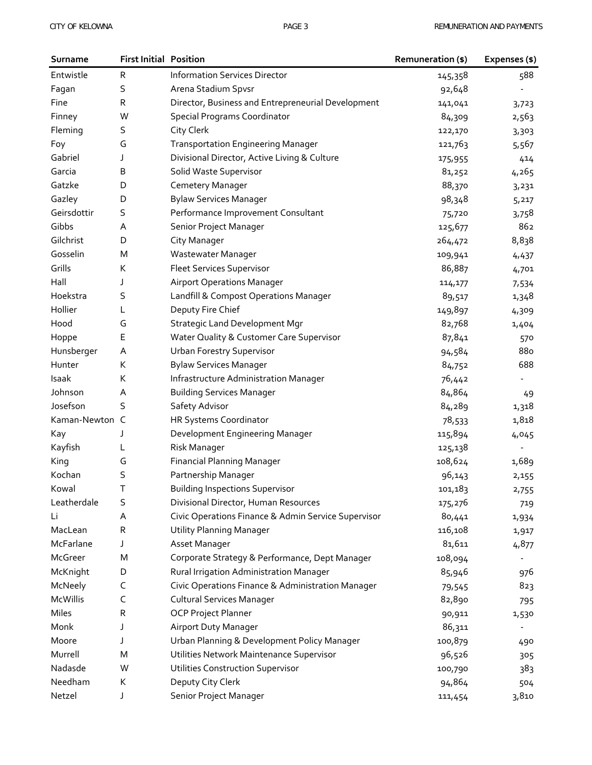| Surname | First Initial | Position | Remuneration ($) | Expenses ($) |
|---|---|---|---|---|
| Entwistle | R | Information Services Director | 145,358 | 588 |
| Fagan | S | Arena Stadium Spvsr | 92,648 | - |
| Fine | R | Director, Business and Entrepreneurial Development | 141,041 | 3,723 |
| Finney | W | Special Programs Coordinator | 84,309 | 2,563 |
| Fleming | S | City Clerk | 122,170 | 3,303 |
| Foy | G | Transportation Engineering Manager | 121,763 | 5,567 |
| Gabriel | J | Divisional Director, Active Living & Culture | 175,955 | 414 |
| Garcia | B | Solid Waste Supervisor | 81,252 | 4,265 |
| Gatzke | D | Cemetery Manager | 88,370 | 3,231 |
| Gazley | D | Bylaw Services Manager | 98,348 | 5,217 |
| Geirsdottir | S | Performance Improvement Consultant | 75,720 | 3,758 |
| Gibbs | A | Senior Project Manager | 125,677 | 862 |
| Gilchrist | D | City Manager | 264,472 | 8,838 |
| Gosselin | M | Wastewater Manager | 109,941 | 4,437 |
| Grills | K | Fleet Services Supervisor | 86,887 | 4,701 |
| Hall | J | Airport Operations Manager | 114,177 | 7,534 |
| Hoekstra | S | Landfill & Compost Operations Manager | 89,517 | 1,348 |
| Hollier | L | Deputy Fire Chief | 149,897 | 4,309 |
| Hood | G | Strategic Land Development Mgr | 82,768 | 1,404 |
| Hoppe | E | Water Quality & Customer Care Supervisor | 87,841 | 570 |
| Hunsberger | A | Urban Forestry Supervisor | 94,584 | 880 |
| Hunter | K | Bylaw Services Manager | 84,752 | 688 |
| Isaak | K | Infrastructure Administration Manager | 76,442 | - |
| Johnson | A | Building Services Manager | 84,864 | 49 |
| Josefson | S | Safety Advisor | 84,289 | 1,318 |
| Kaman-Newton | C | HR Systems Coordinator | 78,533 | 1,818 |
| Kay | J | Development Engineering Manager | 115,894 | 4,045 |
| Kayfish | L | Risk Manager | 125,138 | - |
| King | G | Financial Planning Manager | 108,624 | 1,689 |
| Kochan | S | Partnership Manager | 96,143 | 2,155 |
| Kowal | T | Building Inspections Supervisor | 101,183 | 2,755 |
| Leatherdale | S | Divisional Director, Human Resources | 175,276 | 719 |
| Li | A | Civic Operations Finance & Admin Service Supervisor | 80,441 | 1,934 |
| MacLean | R | Utility Planning Manager | 116,108 | 1,917 |
| McFarlane | J | Asset Manager | 81,611 | 4,877 |
| McGreer | M | Corporate Strategy & Performance, Dept Manager | 108,094 | - |
| McKnight | D | Rural Irrigation Administration Manager | 85,946 | 976 |
| McNeely | C | Civic Operations Finance & Administration Manager | 79,545 | 823 |
| McWillis | C | Cultural Services Manager | 82,890 | 795 |
| Miles | R | OCP Project Planner | 90,911 | 1,530 |
| Monk | J | Airport Duty Manager | 86,311 | - |
| Moore | J | Urban Planning & Development Policy Manager | 100,879 | 490 |
| Murrell | M | Utilities Network Maintenance Supervisor | 96,526 | 305 |
| Nadasde | W | Utilities Construction Supervisor | 100,790 | 383 |
| Needham | K | Deputy City Clerk | 94,864 | 504 |
| Netzel | J | Senior Project Manager | 111,454 | 3,810 |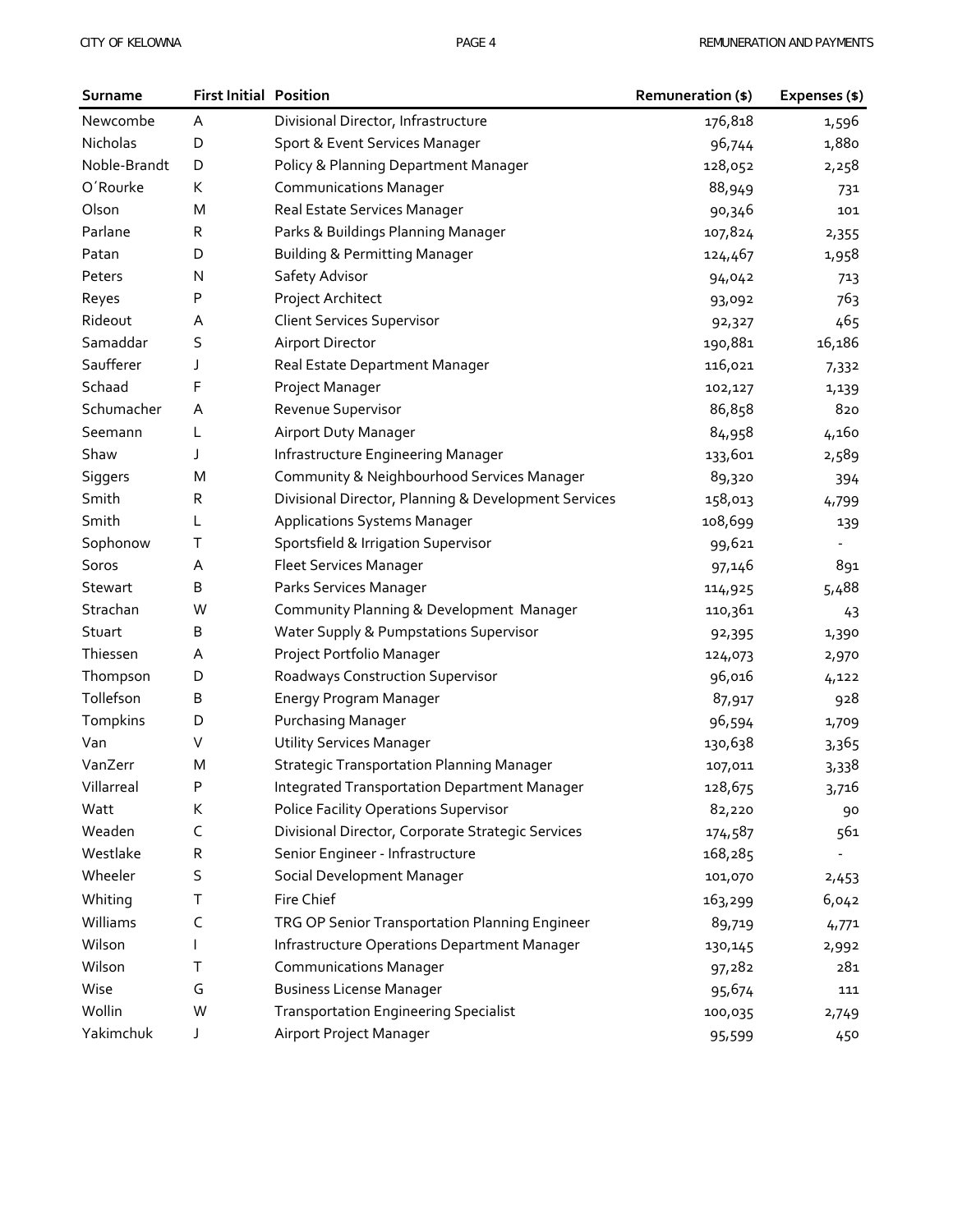| Surname | First Initial | Position | Remuneration ($) | Expenses ($) |
|---|---|---|---|---|
| Newcombe | A | Divisional Director, Infrastructure | 176,818 | 1,596 |
| Nicholas | D | Sport & Event Services Manager | 96,744 | 1,880 |
| Noble-Brandt | D | Policy & Planning Department Manager | 128,052 | 2,258 |
| O´Rourke | K | Communications Manager | 88,949 | 731 |
| Olson | M | Real Estate Services Manager | 90,346 | 101 |
| Parlane | R | Parks & Buildings Planning Manager | 107,824 | 2,355 |
| Patan | D | Building & Permitting Manager | 124,467 | 1,958 |
| Peters | N | Safety Advisor | 94,042 | 713 |
| Reyes | P | Project Architect | 93,092 | 763 |
| Rideout | A | Client Services Supervisor | 92,327 | 465 |
| Samaddar | S | Airport Director | 190,881 | 16,186 |
| Saufferer | J | Real Estate Department Manager | 116,021 | 7,332 |
| Schaad | F | Project Manager | 102,127 | 1,139 |
| Schumacher | A | Revenue Supervisor | 86,858 | 820 |
| Seemann | L | Airport Duty Manager | 84,958 | 4,160 |
| Shaw | J | Infrastructure Engineering Manager | 133,601 | 2,589 |
| Siggers | M | Community & Neighbourhood Services Manager | 89,320 | 394 |
| Smith | R | Divisional Director, Planning & Development Services | 158,013 | 4,799 |
| Smith | L | Applications Systems Manager | 108,699 | 139 |
| Sophonow | T | Sportsfield & Irrigation Supervisor | 99,621 | - |
| Soros | A | Fleet Services Manager | 97,146 | 891 |
| Stewart | B | Parks Services Manager | 114,925 | 5,488 |
| Strachan | W | Community Planning & Development Manager | 110,361 | 43 |
| Stuart | B | Water Supply & Pumpstations Supervisor | 92,395 | 1,390 |
| Thiessen | A | Project Portfolio Manager | 124,073 | 2,970 |
| Thompson | D | Roadways Construction Supervisor | 96,016 | 4,122 |
| Tollefson | B | Energy Program Manager | 87,917 | 928 |
| Tompkins | D | Purchasing Manager | 96,594 | 1,709 |
| Van | V | Utility Services Manager | 130,638 | 3,365 |
| VanZerr | M | Strategic Transportation Planning Manager | 107,011 | 3,338 |
| Villarreal | P | Integrated Transportation Department Manager | 128,675 | 3,716 |
| Watt | K | Police Facility Operations Supervisor | 82,220 | 90 |
| Weaden | C | Divisional Director, Corporate Strategic Services | 174,587 | 561 |
| Westlake | R | Senior Engineer - Infrastructure | 168,285 | - |
| Wheeler | S | Social Development Manager | 101,070 | 2,453 |
| Whiting | T | Fire Chief | 163,299 | 6,042 |
| Williams | C | TRG OP Senior Transportation Planning Engineer | 89,719 | 4,771 |
| Wilson | I | Infrastructure Operations Department Manager | 130,145 | 2,992 |
| Wilson | T | Communications Manager | 97,282 | 281 |
| Wise | G | Business License Manager | 95,674 | 111 |
| Wollin | W | Transportation Engineering Specialist | 100,035 | 2,749 |
| Yakimchuk | J | Airport Project Manager | 95,599 | 450 |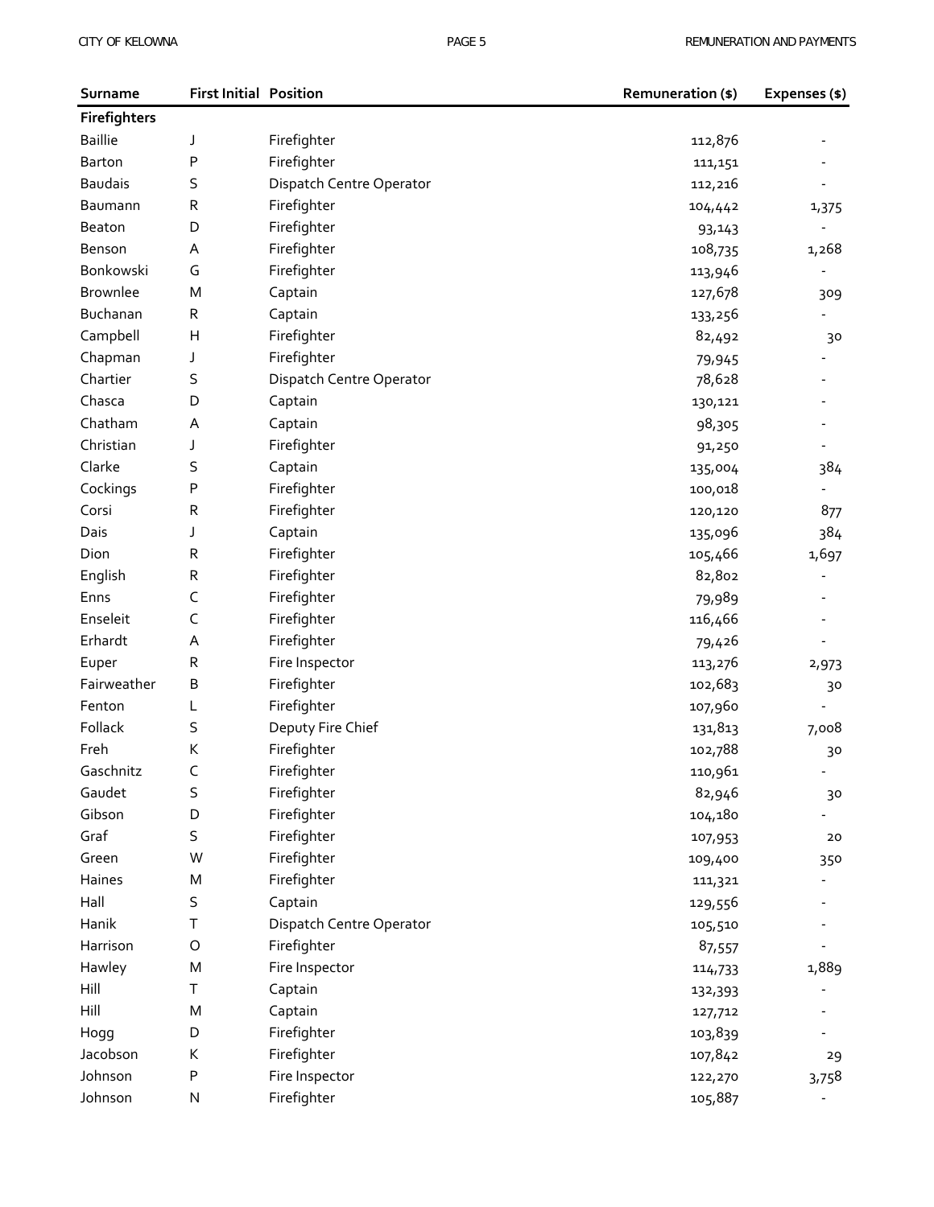| Surname | First Initial | Position | Remuneration ($) | Expenses ($) |
|---|---|---|---|---|
| **Firefighters** | | | | |
| Baillie | J | Firefighter | 112,876 | - |
| Barton | P | Firefighter | 111,151 | - |
| Baudais | S | Dispatch Centre Operator | 112,216 | - |
| Baumann | R | Firefighter | 104,442 | 1,375 |
| Beaton | D | Firefighter | 93,143 | - |
| Benson | A | Firefighter | 108,735 | 1,268 |
| Bonkowski | G | Firefighter | 113,946 | - |
| Brownlee | M | Captain | 127,678 | 309 |
| Buchanan | R | Captain | 133,256 | - |
| Campbell | H | Firefighter | 82,492 | 30 |
| Chapman | J | Firefighter | 79,945 | - |
| Chartier | S | Dispatch Centre Operator | 78,628 | - |
| Chasca | D | Captain | 130,121 | - |
| Chatham | A | Captain | 98,305 | - |
| Christian | J | Firefighter | 91,250 | - |
| Clarke | S | Captain | 135,004 | 384 |
| Cockings | P | Firefighter | 100,018 | - |
| Corsi | R | Firefighter | 120,120 | 877 |
| Dais | J | Captain | 135,096 | 384 |
| Dion | R | Firefighter | 105,466 | 1,697 |
| English | R | Firefighter | 82,802 | - |
| Enns | C | Firefighter | 79,989 | - |
| Enseleit | C | Firefighter | 116,466 | - |
| Erhardt | A | Firefighter | 79,426 | - |
| Euper | R | Fire Inspector | 113,276 | 2,973 |
| Fairweather | B | Firefighter | 102,683 | 30 |
| Fenton | L | Firefighter | 107,960 | - |
| Follack | S | Deputy Fire Chief | 131,813 | 7,008 |
| Freh | K | Firefighter | 102,788 | 30 |
| Gaschnitz | C | Firefighter | 110,961 | - |
| Gaudet | S | Firefighter | 82,946 | 30 |
| Gibson | D | Firefighter | 104,180 | - |
| Graf | S | Firefighter | 107,953 | 20 |
| Green | W | Firefighter | 109,400 | 350 |
| Haines | M | Firefighter | 111,321 | - |
| Hall | S | Captain | 129,556 | - |
| Hanik | T | Dispatch Centre Operator | 105,510 | - |
| Harrison | O | Firefighter | 87,557 | - |
| Hawley | M | Fire Inspector | 114,733 | 1,889 |
| Hill | T | Captain | 132,393 | - |
| Hill | M | Captain | 127,712 | - |
| Hogg | D | Firefighter | 103,839 | - |
| Jacobson | K | Firefighter | 107,842 | 29 |
| Johnson | P | Fire Inspector | 122,270 | 3,758 |
| Johnson | N | Firefighter | 105,887 | - |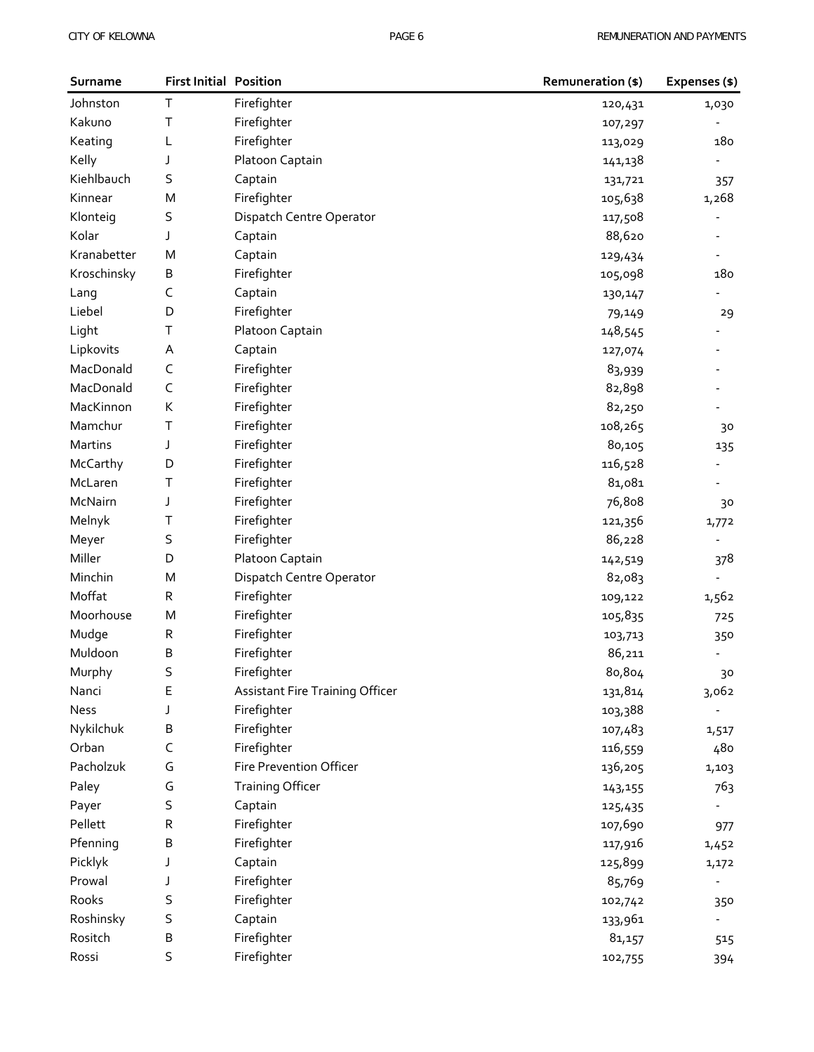| Surname | First Initial | Position | Remuneration ($) | Expenses ($) |
|---|---|---|---|---|
| Johnston | T | Firefighter | 120,431 | 1,030 |
| Kakuno | T | Firefighter | 107,297 | - |
| Keating | L | Firefighter | 113,029 | 180 |
| Kelly | J | Platoon Captain | 141,138 | - |
| Kiehlbauch | S | Captain | 131,721 | 357 |
| Kinnear | M | Firefighter | 105,638 | 1,268 |
| Klonteig | S | Dispatch Centre Operator | 117,508 | - |
| Kolar | J | Captain | 88,620 | - |
| Kranabetter | M | Captain | 129,434 | - |
| Kroschinsky | B | Firefighter | 105,098 | 180 |
| Lang | C | Captain | 130,147 | - |
| Liebel | D | Firefighter | 79,149 | 29 |
| Light | T | Platoon Captain | 148,545 | - |
| Lipkovits | A | Captain | 127,074 | - |
| MacDonald | C | Firefighter | 83,939 | - |
| MacDonald | C | Firefighter | 82,898 | - |
| MacKinnon | K | Firefighter | 82,250 | - |
| Mamchur | T | Firefighter | 108,265 | 30 |
| Martins | J | Firefighter | 80,105 | 135 |
| McCarthy | D | Firefighter | 116,528 | - |
| McLaren | T | Firefighter | 81,081 | - |
| McNairn | J | Firefighter | 76,808 | 30 |
| Melnyk | T | Firefighter | 121,356 | 1,772 |
| Meyer | S | Firefighter | 86,228 | - |
| Miller | D | Platoon Captain | 142,519 | 378 |
| Minchin | M | Dispatch Centre Operator | 82,083 | - |
| Moffat | R | Firefighter | 109,122 | 1,562 |
| Moorhouse | M | Firefighter | 105,835 | 725 |
| Mudge | R | Firefighter | 103,713 | 350 |
| Muldoon | B | Firefighter | 86,211 | - |
| Murphy | S | Firefighter | 80,804 | 30 |
| Nanci | E | Assistant Fire Training Officer | 131,814 | 3,062 |
| Ness | J | Firefighter | 103,388 | - |
| Nykilchuk | B | Firefighter | 107,483 | 1,517 |
| Orban | C | Firefighter | 116,559 | 480 |
| Pacholzuk | G | Fire Prevention Officer | 136,205 | 1,103 |
| Paley | G | Training Officer | 143,155 | 763 |
| Payer | S | Captain | 125,435 | - |
| Pellett | R | Firefighter | 107,690 | 977 |
| Pfenning | B | Firefighter | 117,916 | 1,452 |
| Picklyk | J | Captain | 125,899 | 1,172 |
| Prowal | J | Firefighter | 85,769 | - |
| Rooks | S | Firefighter | 102,742 | 350 |
| Roshinsky | S | Captain | 133,961 | - |
| Rositch | B | Firefighter | 81,157 | 515 |
| Rossi | S | Firefighter | 102,755 | 394 |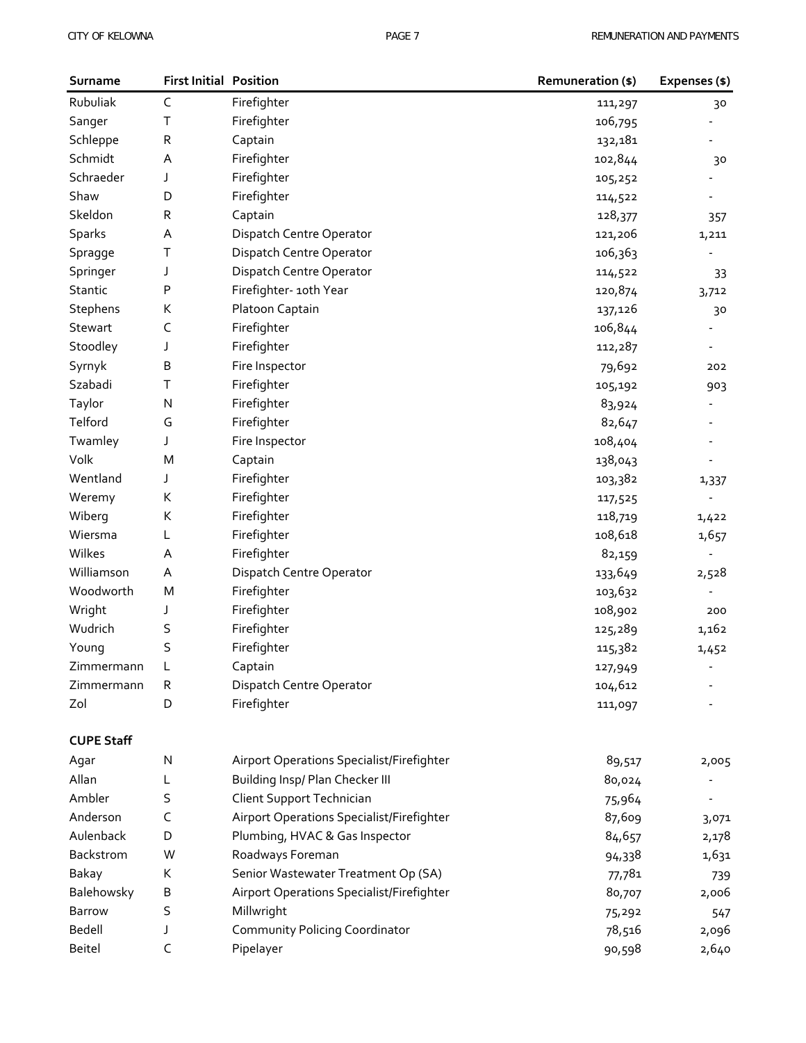| Surname | First Initial | Position | Remuneration ($) | Expenses ($) |
|---|---|---|---|---|
| Rubuliak | C | Firefighter | 111,297 | 30 |
| Sanger | T | Firefighter | 106,795 | - |
| Schleppe | R | Captain | 132,181 | - |
| Schmidt | A | Firefighter | 102,844 | 30 |
| Schraeder | J | Firefighter | 105,252 | - |
| Shaw | D | Firefighter | 114,522 | - |
| Skeldon | R | Captain | 128,377 | 357 |
| Sparks | A | Dispatch Centre Operator | 121,206 | 1,211 |
| Spragge | T | Dispatch Centre Operator | 106,363 | - |
| Springer | J | Dispatch Centre Operator | 114,522 | 33 |
| Stantic | P | Firefighter- 10th Year | 120,874 | 3,712 |
| Stephens | K | Platoon Captain | 137,126 | 30 |
| Stewart | C | Firefighter | 106,844 | - |
| Stoodley | J | Firefighter | 112,287 | - |
| Syrnyk | B | Fire Inspector | 79,692 | 202 |
| Szabadi | T | Firefighter | 105,192 | 903 |
| Taylor | N | Firefighter | 83,924 | - |
| Telford | G | Firefighter | 82,647 | - |
| Twamley | J | Fire Inspector | 108,404 | - |
| Volk | M | Captain | 138,043 | - |
| Wentland | J | Firefighter | 103,382 | 1,337 |
| Weremy | K | Firefighter | 117,525 | - |
| Wiberg | K | Firefighter | 118,719 | 1,422 |
| Wiersma | L | Firefighter | 108,618 | 1,657 |
| Wilkes | A | Firefighter | 82,159 | - |
| Williamson | A | Dispatch Centre Operator | 133,649 | 2,528 |
| Woodworth | M | Firefighter | 103,632 | - |
| Wright | J | Firefighter | 108,902 | 200 |
| Wudrich | S | Firefighter | 125,289 | 1,162 |
| Young | S | Firefighter | 115,382 | 1,452 |
| Zimmermann | L | Captain | 127,949 | - |
| Zimmermann | R | Dispatch Centre Operator | 104,612 | - |
| Zol | D | Firefighter | 111,097 | - |
| **CUPE Staff** | | | | |
| Agar | N | Airport Operations Specialist/Firefighter | 89,517 | 2,005 |
| Allan | L | Building Insp/ Plan Checker III | 80,024 | - |
| Ambler | S | Client Support Technician | 75,964 | - |
| Anderson | C | Airport Operations Specialist/Firefighter | 87,609 | 3,071 |
| Aulenback | D | Plumbing, HVAC & Gas Inspector | 84,657 | 2,178 |
| Backstrom | W | Roadways Foreman | 94,338 | 1,631 |
| Bakay | K | Senior Wastewater Treatment Op (SA) | 77,781 | 739 |
| Balehowsky | B | Airport Operations Specialist/Firefighter | 80,707 | 2,006 |
| Barrow | S | Millwright | 75,292 | 547 |
| Bedell | J | Community Policing Coordinator | 78,516 | 2,096 |
| Beitel | C | Pipelayer | 90,598 | 2,640 |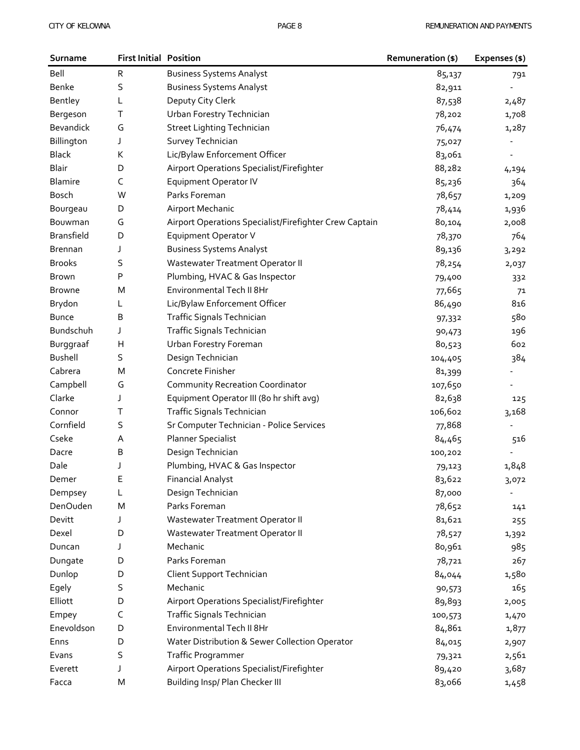| Surname | First Initial | Position | Remuneration ($) | Expenses ($) |
|---|---|---|---|---|
| Bell | R | Business Systems Analyst | 85,137 | 791 |
| Benke | S | Business Systems Analyst | 82,911 | - |
| Bentley | L | Deputy City Clerk | 87,538 | 2,487 |
| Bergeson | T | Urban Forestry Technician | 78,202 | 1,708 |
| Bevandick | G | Street Lighting Technician | 76,474 | 1,287 |
| Billington | J | Survey Technician | 75,027 | - |
| Black | K | Lic/Bylaw Enforcement Officer | 83,061 | - |
| Blair | D | Airport Operations Specialist/Firefighter | 88,282 | 4,194 |
| Blamire | C | Equipment Operator IV | 85,236 | 364 |
| Bosch | W | Parks Foreman | 78,657 | 1,209 |
| Bourgeau | D | Airport Mechanic | 78,414 | 1,936 |
| Bouwman | G | Airport Operations Specialist/Firefighter Crew Captain | 80,104 | 2,008 |
| Bransfield | D | Equipment Operator V | 78,370 | 764 |
| Brennan | J | Business Systems Analyst | 89,136 | 3,292 |
| Brooks | S | Wastewater Treatment Operator II | 78,254 | 2,037 |
| Brown | P | Plumbing, HVAC & Gas Inspector | 79,400 | 332 |
| Browne | M | Environmental Tech II 8Hr | 77,665 | 71 |
| Brydon | L | Lic/Bylaw Enforcement Officer | 86,490 | 816 |
| Bunce | B | Traffic Signals Technician | 97,332 | 580 |
| Bundschuh | J | Traffic Signals Technician | 90,473 | 196 |
| Burggraaf | H | Urban Forestry Foreman | 80,523 | 602 |
| Bushell | S | Design Technician | 104,405 | 384 |
| Cabrera | M | Concrete Finisher | 81,399 | - |
| Campbell | G | Community Recreation Coordinator | 107,650 | - |
| Clarke | J | Equipment Operator III (80 hr shift avg) | 82,638 | 125 |
| Connor | T | Traffic Signals Technician | 106,602 | 3,168 |
| Cornfield | S | Sr Computer Technician - Police Services | 77,868 | - |
| Cseke | A | Planner Specialist | 84,465 | 516 |
| Dacre | B | Design Technician | 100,202 | - |
| Dale | J | Plumbing, HVAC & Gas Inspector | 79,123 | 1,848 |
| Demer | E | Financial Analyst | 83,622 | 3,072 |
| Dempsey | L | Design Technician | 87,000 | - |
| DenOuden | M | Parks Foreman | 78,652 | 141 |
| Devitt | J | Wastewater Treatment Operator II | 81,621 | 255 |
| Dexel | D | Wastewater Treatment Operator II | 78,527 | 1,392 |
| Duncan | J | Mechanic | 80,961 | 985 |
| Dungate | D | Parks Foreman | 78,721 | 267 |
| Dunlop | D | Client Support Technician | 84,044 | 1,580 |
| Egely | S | Mechanic | 90,573 | 165 |
| Elliott | D | Airport Operations Specialist/Firefighter | 89,893 | 2,005 |
| Empey | C | Traffic Signals Technician | 100,573 | 1,470 |
| Enevoldson | D | Environmental Tech II 8Hr | 84,861 | 1,877 |
| Enns | D | Water Distribution & Sewer Collection Operator | 84,015 | 2,907 |
| Evans | S | Traffic Programmer | 79,321 | 2,561 |
| Everett | J | Airport Operations Specialist/Firefighter | 89,420 | 3,687 |
| Facca | M | Building Insp/ Plan Checker III | 83,066 | 1,458 |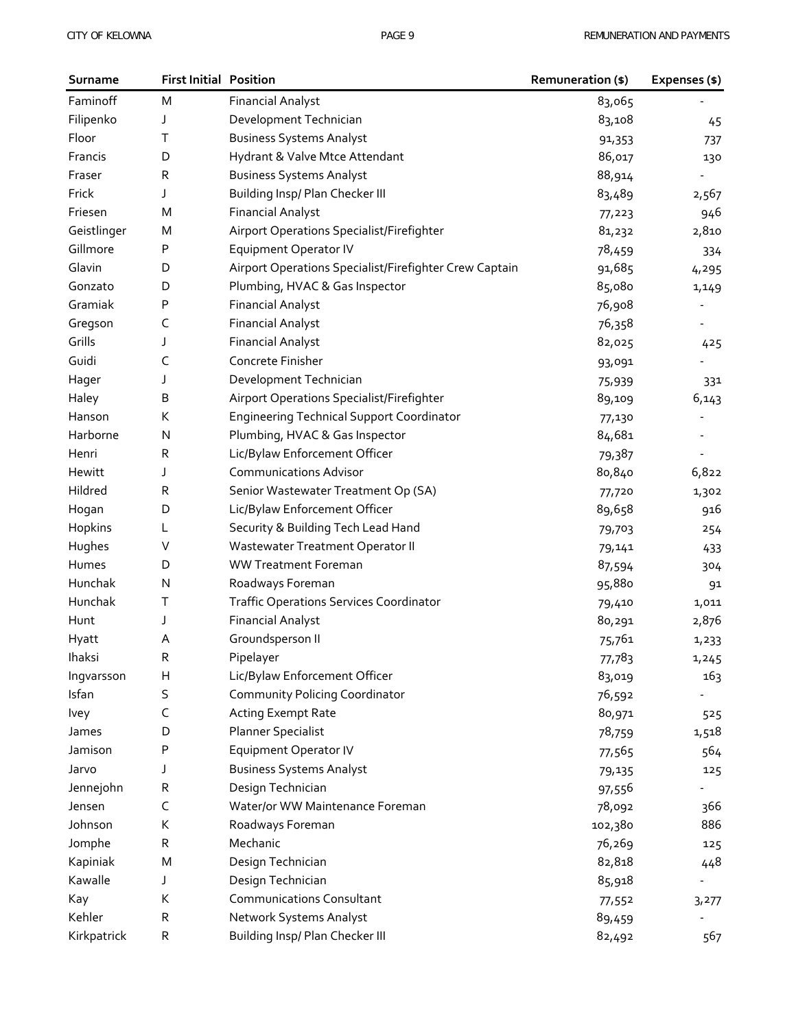| Surname | First Initial | Position | Remuneration ($) | Expenses ($) |
|---|---|---|---|---|
| Faminoff | M | Financial Analyst | 83,065 | - |
| Filipenko | J | Development Technician | 83,108 | 45 |
| Floor | T | Business Systems Analyst | 91,353 | 737 |
| Francis | D | Hydrant & Valve Mtce Attendant | 86,017 | 130 |
| Fraser | R | Business Systems Analyst | 88,914 | - |
| Frick | J | Building Insp/ Plan Checker III | 83,489 | 2,567 |
| Friesen | M | Financial Analyst | 77,223 | 946 |
| Geistlinger | M | Airport Operations Specialist/Firefighter | 81,232 | 2,810 |
| Gillmore | P | Equipment Operator IV | 78,459 | 334 |
| Glavin | D | Airport Operations Specialist/Firefighter Crew Captain | 91,685 | 4,295 |
| Gonzato | D | Plumbing, HVAC & Gas Inspector | 85,080 | 1,149 |
| Gramiak | P | Financial Analyst | 76,908 | - |
| Gregson | C | Financial Analyst | 76,358 | - |
| Grills | J | Financial Analyst | 82,025 | 425 |
| Guidi | C | Concrete Finisher | 93,091 | - |
| Hager | J | Development Technician | 75,939 | 331 |
| Haley | B | Airport Operations Specialist/Firefighter | 89,109 | 6,143 |
| Hanson | K | Engineering Technical Support Coordinator | 77,130 | - |
| Harborne | N | Plumbing, HVAC & Gas Inspector | 84,681 | - |
| Henri | R | Lic/Bylaw Enforcement Officer | 79,387 | - |
| Hewitt | J | Communications Advisor | 80,840 | 6,822 |
| Hildred | R | Senior Wastewater Treatment Op (SA) | 77,720 | 1,302 |
| Hogan | D | Lic/Bylaw Enforcement Officer | 89,658 | 916 |
| Hopkins | L | Security & Building Tech Lead Hand | 79,703 | 254 |
| Hughes | V | Wastewater Treatment Operator II | 79,141 | 433 |
| Humes | D | WW Treatment Foreman | 87,594 | 304 |
| Hunchak | N | Roadways Foreman | 95,880 | 91 |
| Hunchak | T | Traffic Operations Services Coordinator | 79,410 | 1,011 |
| Hunt | J | Financial Analyst | 80,291 | 2,876 |
| Hyatt | A | Groundsperson II | 75,761 | 1,233 |
| Ihaksi | R | Pipelayer | 77,783 | 1,245 |
| Ingvarsson | H | Lic/Bylaw Enforcement Officer | 83,019 | 163 |
| Isfan | S | Community Policing Coordinator | 76,592 | - |
| Ivey | C | Acting Exempt Rate | 80,971 | 525 |
| James | D | Planner Specialist | 78,759 | 1,518 |
| Jamison | P | Equipment Operator IV | 77,565 | 564 |
| Jarvo | J | Business Systems Analyst | 79,135 | 125 |
| Jennejohn | R | Design Technician | 97,556 | - |
| Jensen | C | Water/or WW Maintenance Foreman | 78,092 | 366 |
| Johnson | K | Roadways Foreman | 102,380 | 886 |
| Jomphe | R | Mechanic | 76,269 | 125 |
| Kapiniak | M | Design Technician | 82,818 | 448 |
| Kawalle | J | Design Technician | 85,918 | - |
| Kay | K | Communications Consultant | 77,552 | 3,277 |
| Kehler | R | Network Systems Analyst | 89,459 | - |
| Kirkpatrick | R | Building Insp/ Plan Checker III | 82,492 | 567 |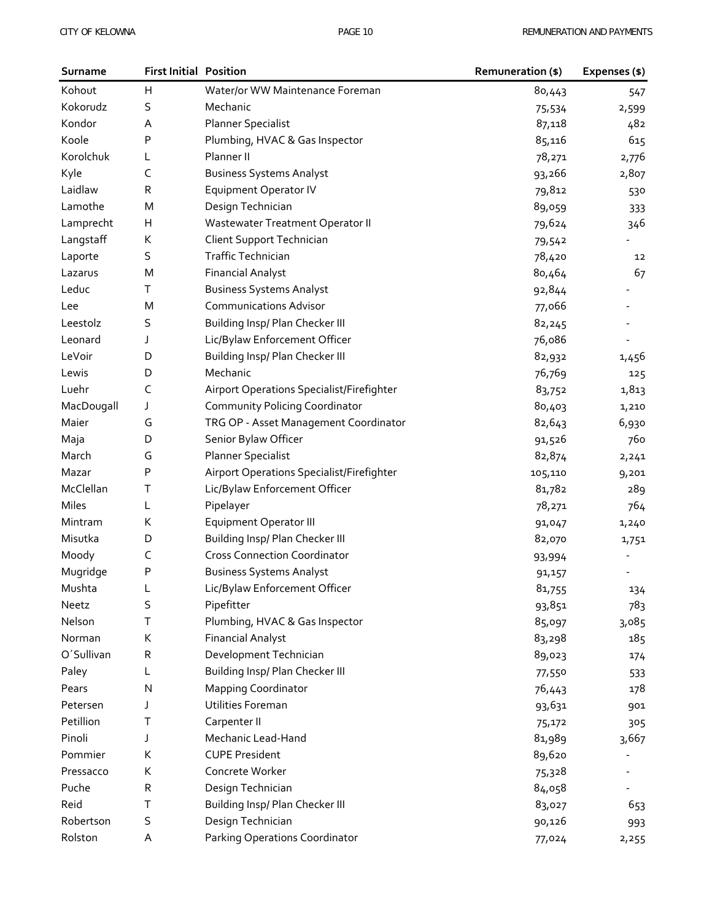| Surname | First Initial | Position | Remuneration ($) | Expenses ($) |
|---|---|---|---|---|
| Kohout | H | Water/or WW Maintenance Foreman | 80,443 | 547 |
| Kokorudz | S | Mechanic | 75,534 | 2,599 |
| Kondor | A | Planner Specialist | 87,118 | 482 |
| Koole | P | Plumbing, HVAC & Gas Inspector | 85,116 | 615 |
| Korolchuk | L | Planner II | 78,271 | 2,776 |
| Kyle | C | Business Systems Analyst | 93,266 | 2,807 |
| Laidlaw | R | Equipment Operator IV | 79,812 | 530 |
| Lamothe | M | Design Technician | 89,059 | 333 |
| Lamprecht | H | Wastewater Treatment Operator II | 79,624 | 346 |
| Langstaff | K | Client Support Technician | 79,542 | - |
| Laporte | S | Traffic Technician | 78,420 | 12 |
| Lazarus | M | Financial Analyst | 80,464 | 67 |
| Leduc | T | Business Systems Analyst | 92,844 | - |
| Lee | M | Communications Advisor | 77,066 | - |
| Leestolz | S | Building Insp/ Plan Checker III | 82,245 | - |
| Leonard | J | Lic/Bylaw Enforcement Officer | 76,086 | - |
| LeVoir | D | Building Insp/ Plan Checker III | 82,932 | 1,456 |
| Lewis | D | Mechanic | 76,769 | 125 |
| Luehr | C | Airport Operations Specialist/Firefighter | 83,752 | 1,813 |
| MacDougall | J | Community Policing Coordinator | 80,403 | 1,210 |
| Maier | G | TRG OP - Asset Management Coordinator | 82,643 | 6,930 |
| Maja | D | Senior Bylaw Officer | 91,526 | 760 |
| March | G | Planner Specialist | 82,874 | 2,241 |
| Mazar | P | Airport Operations Specialist/Firefighter | 105,110 | 9,201 |
| McClellan | T | Lic/Bylaw Enforcement Officer | 81,782 | 289 |
| Miles | L | Pipelayer | 78,271 | 764 |
| Mintram | K | Equipment Operator III | 91,047 | 1,240 |
| Misutka | D | Building Insp/ Plan Checker III | 82,070 | 1,751 |
| Moody | C | Cross Connection Coordinator | 93,994 | - |
| Mugridge | P | Business Systems Analyst | 91,157 | - |
| Mushta | L | Lic/Bylaw Enforcement Officer | 81,755 | 134 |
| Neetz | S | Pipefitter | 93,851 | 783 |
| Nelson | T | Plumbing, HVAC & Gas Inspector | 85,097 | 3,085 |
| Norman | K | Financial Analyst | 83,298 | 185 |
| O'Sullivan | R | Development Technician | 89,023 | 174 |
| Paley | L | Building Insp/ Plan Checker III | 77,550 | 533 |
| Pears | N | Mapping Coordinator | 76,443 | 178 |
| Petersen | J | Utilities Foreman | 93,631 | 901 |
| Petillion | T | Carpenter II | 75,172 | 305 |
| Pinoli | J | Mechanic Lead-Hand | 81,989 | 3,667 |
| Pommier | K | CUPE President | 89,620 | - |
| Pressacco | K | Concrete Worker | 75,328 | - |
| Puche | R | Design Technician | 84,058 | - |
| Reid | T | Building Insp/ Plan Checker III | 83,027 | 653 |
| Robertson | S | Design Technician | 90,126 | 993 |
| Rolston | A | Parking Operations Coordinator | 77,024 | 2,255 |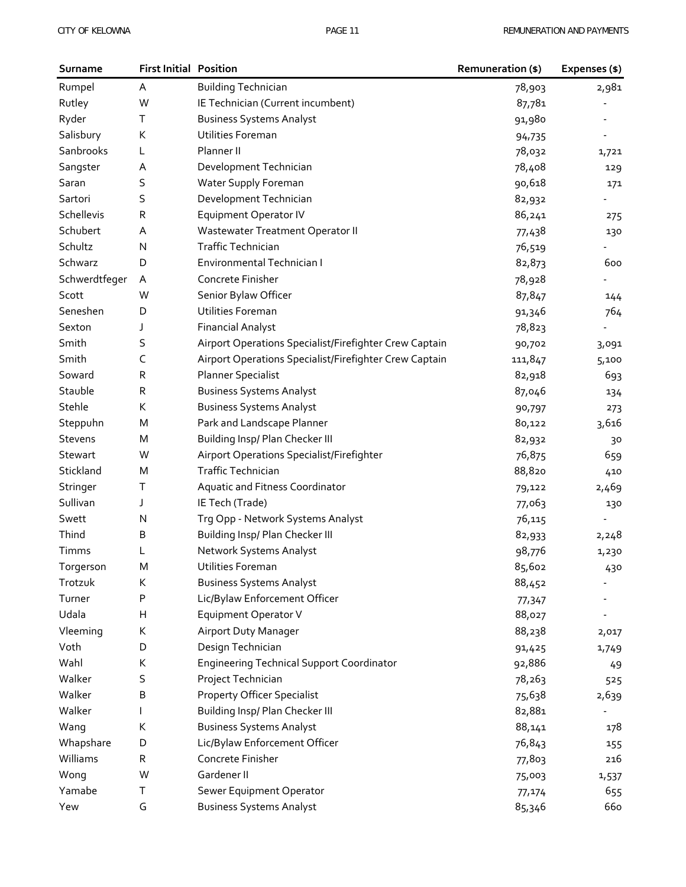| Surname | First Initial | Position | Remuneration ($) | Expenses ($) |
|---|---|---|---|---|
| Rumpel | A | Building Technician | 78,903 | 2,981 |
| Rutley | W | IE Technician (Current incumbent) | 87,781 | - |
| Ryder | T | Business Systems Analyst | 91,980 | - |
| Salisbury | K | Utilities Foreman | 94,735 | - |
| Sanbrooks | L | Planner II | 78,032 | 1,721 |
| Sangster | A | Development Technician | 78,408 | 129 |
| Saran | S | Water Supply Foreman | 90,618 | 171 |
| Sartori | S | Development Technician | 82,932 | - |
| Schellevis | R | Equipment Operator IV | 86,241 | 275 |
| Schubert | A | Wastewater Treatment Operator II | 77,438 | 130 |
| Schultz | N | Traffic Technician | 76,519 | - |
| Schwarz | D | Environmental Technician I | 82,873 | 600 |
| Schwerdtfeger | A | Concrete Finisher | 78,928 | - |
| Scott | W | Senior Bylaw Officer | 87,847 | 144 |
| Seneshen | D | Utilities Foreman | 91,346 | 764 |
| Sexton | J | Financial Analyst | 78,823 | - |
| Smith | S | Airport Operations Specialist/Firefighter Crew Captain | 90,702 | 3,091 |
| Smith | C | Airport Operations Specialist/Firefighter Crew Captain | 111,847 | 5,100 |
| Soward | R | Planner Specialist | 82,918 | 693 |
| Stauble | R | Business Systems Analyst | 87,046 | 134 |
| Stehle | K | Business Systems Analyst | 90,797 | 273 |
| Steppuhn | M | Park and Landscape Planner | 80,122 | 3,616 |
| Stevens | M | Building Insp/ Plan Checker III | 82,932 | 30 |
| Stewart | W | Airport Operations Specialist/Firefighter | 76,875 | 659 |
| Stickland | M | Traffic Technician | 88,820 | 410 |
| Stringer | T | Aquatic and Fitness Coordinator | 79,122 | 2,469 |
| Sullivan | J | IE Tech (Trade) | 77,063 | 130 |
| Swett | N | Trg Opp - Network Systems Analyst | 76,115 | - |
| Thind | B | Building Insp/ Plan Checker III | 82,933 | 2,248 |
| Timms | L | Network Systems Analyst | 98,776 | 1,230 |
| Torgerson | M | Utilities Foreman | 85,602 | 430 |
| Trotzuk | K | Business Systems Analyst | 88,452 | - |
| Turner | P | Lic/Bylaw Enforcement Officer | 77,347 | - |
| Udala | H | Equipment Operator V | 88,027 | - |
| Vleeming | K | Airport Duty Manager | 88,238 | 2,017 |
| Voth | D | Design Technician | 91,425 | 1,749 |
| Wahl | K | Engineering Technical Support Coordinator | 92,886 | 49 |
| Walker | S | Project Technician | 78,263 | 525 |
| Walker | B | Property Officer Specialist | 75,638 | 2,639 |
| Walker | I | Building Insp/ Plan Checker III | 82,881 | - |
| Wang | K | Business Systems Analyst | 88,141 | 178 |
| Whapshare | D | Lic/Bylaw Enforcement Officer | 76,843 | 155 |
| Williams | R | Concrete Finisher | 77,803 | 216 |
| Wong | W | Gardener II | 75,003 | 1,537 |
| Yamabe | T | Sewer Equipment Operator | 77,174 | 655 |
| Yew | G | Business Systems Analyst | 85,346 | 660 |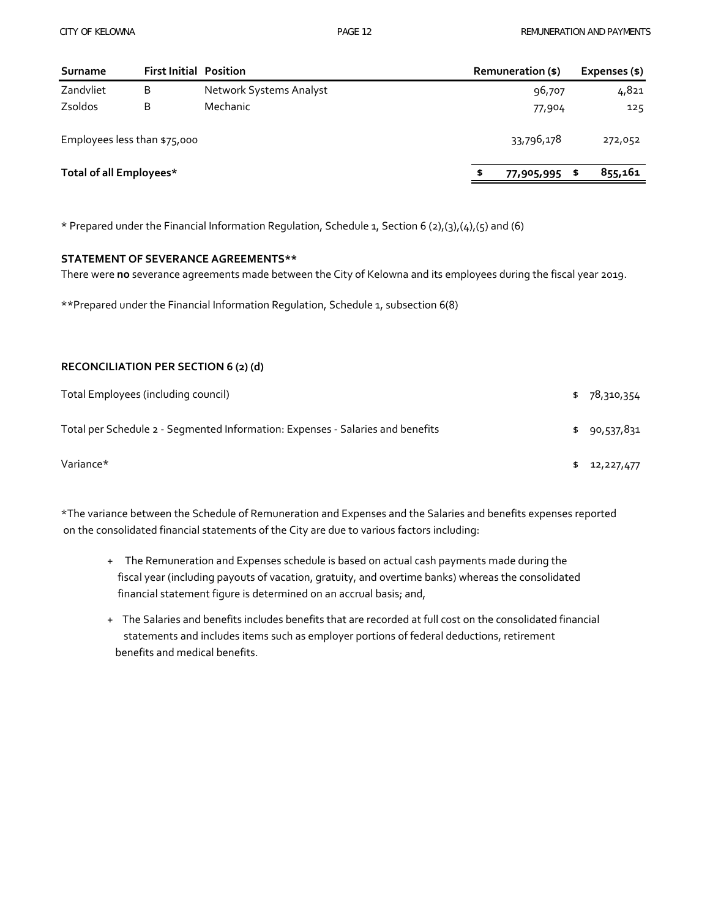| Surname | First Initial | Position | Remuneration ($) | Expenses ($) |
|---|---|---|---|---|
| Zandvliet | B | Network Systems Analyst | 96,707 | 4,821 |
| Zsoldos | B | Mechanic | 77,904 | 125 |
| Employees less than $75,000 | | | 33,796,178 | 272,052 |
| **Total of all Employees*** | | | **$ 77,905,995** | **$ 855,161** |

* Prepared under the Financial Information Regulation, Schedule 1, Section 6 (2),(3),(4),(5) and (6)

**STATEMENT OF SEVERANCE AGREEMENTS****

There were **no** severance agreements made between the City of Kelowna and its employees during the fiscal year 2019.

**Prepared under the Financial Information Regulation, Schedule 1, subsection 6(8)

**RECONCILIATION PER SECTION 6 (2) (d)**

| | |
|---|---|
| Total Employees (including council) | $ 78,310,354 |
| Total per Schedule 2 - Segmented Information: Expenses - Salaries and benefits | $ 90,537,831 |
| Variance* | $ 12,227,477 |

*The variance between the Schedule of Remuneration and Expenses and the Salaries and benefits expenses reported on the consolidated financial statements of the City are due to various factors including:

+ The Remuneration and Expenses schedule is based on actual cash payments made during the fiscal year (including payouts of vacation, gratuity, and overtime banks) whereas the consolidated financial statement figure is determined on an accrual basis; and,
+ The Salaries and benefits includes benefits that are recorded at full cost on the consolidated financial statements and includes items such as employer portions of federal deductions, retirement benefits and medical benefits.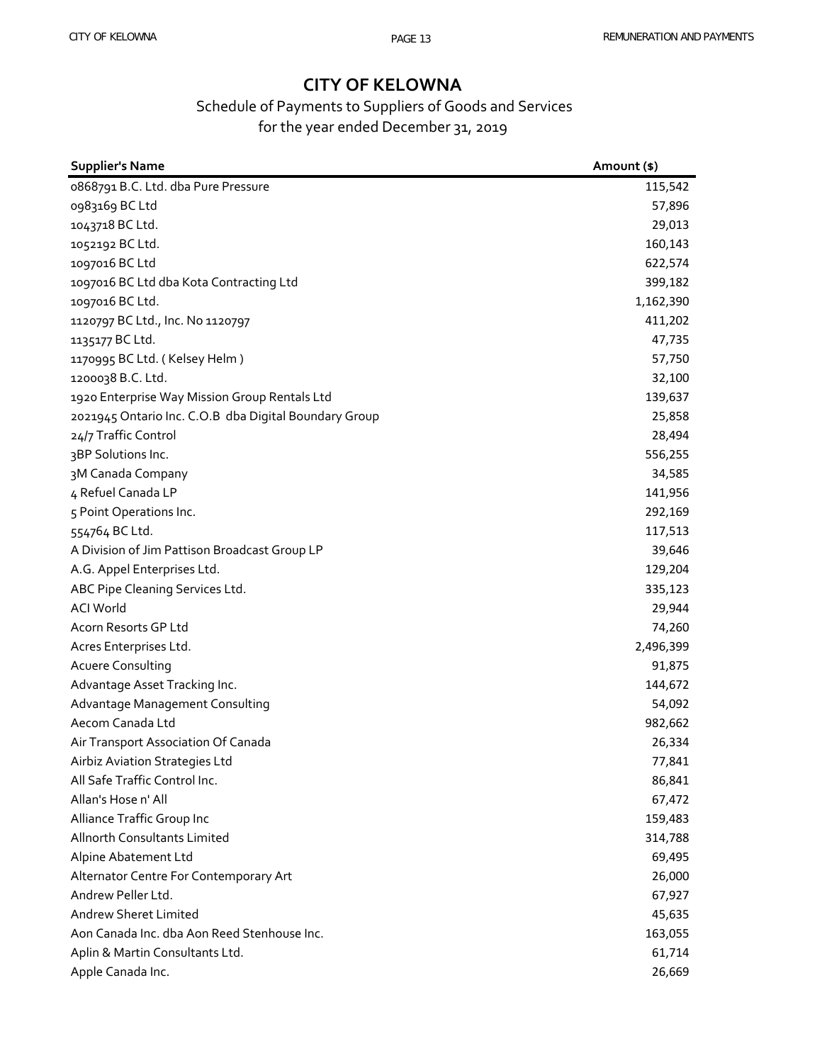# CITY OF KELOWNA

## Schedule of Payments to Suppliers of Goods and Services
for the year ended December 31, 2019

| Supplier's Name | Amount ($) |
|---|---:|
| 0868791 B.C. Ltd. dba Pure Pressure | 115,542 |
| 0983169 BC Ltd | 57,896 |
| 1043718 BC Ltd. | 29,013 |
| 1052192 BC Ltd. | 160,143 |
| 1097016 BC Ltd | 622,574 |
| 1097016 BC Ltd dba Kota Contracting Ltd | 399,182 |
| 1097016 BC Ltd. | 1,162,390 |
| 1120797 BC Ltd., Inc. No 1120797 | 411,202 |
| 1135177 BC Ltd. | 47,735 |
| 1170995 BC Ltd. ( Kelsey Helm ) | 57,750 |
| 1200038 B.C. Ltd. | 32,100 |
| 1920 Enterprise Way Mission Group Rentals Ltd | 139,637 |
| 2021945 Ontario Inc. C.O.B dba Digital Boundary Group | 25,858 |
| 24/7 Traffic Control | 28,494 |
| 3BP Solutions Inc. | 556,255 |
| 3M Canada Company | 34,585 |
| 4 Refuel Canada LP | 141,956 |
| 5 Point Operations Inc. | 292,169 |
| 554764 BC Ltd. | 117,513 |
| A Division of Jim Pattison Broadcast Group LP | 39,646 |
| A.G. Appel Enterprises Ltd. | 129,204 |
| ABC Pipe Cleaning Services Ltd. | 335,123 |
| ACI World | 29,944 |
| Acorn Resorts GP Ltd | 74,260 |
| Acres Enterprises Ltd. | 2,496,399 |
| Acuere Consulting | 91,875 |
| Advantage Asset Tracking Inc. | 144,672 |
| Advantage Management Consulting | 54,092 |
| Aecom Canada Ltd | 982,662 |
| Air Transport Association Of Canada | 26,334 |
| Airbiz Aviation Strategies Ltd | 77,841 |
| All Safe Traffic Control Inc. | 86,841 |
| Allan's Hose n' All | 67,472 |
| Alliance Traffic Group Inc | 159,483 |
| Allnorth Consultants Limited | 314,788 |
| Alpine Abatement Ltd | 69,495 |
| Alternator Centre For Contemporary Art | 26,000 |
| Andrew Peller Ltd. | 67,927 |
| Andrew Sheret Limited | 45,635 |
| Aon Canada Inc. dba Aon Reed Stenhouse Inc. | 163,055 |
| Aplin & Martin Consultants Ltd. | 61,714 |
| Apple Canada Inc. | 26,669 |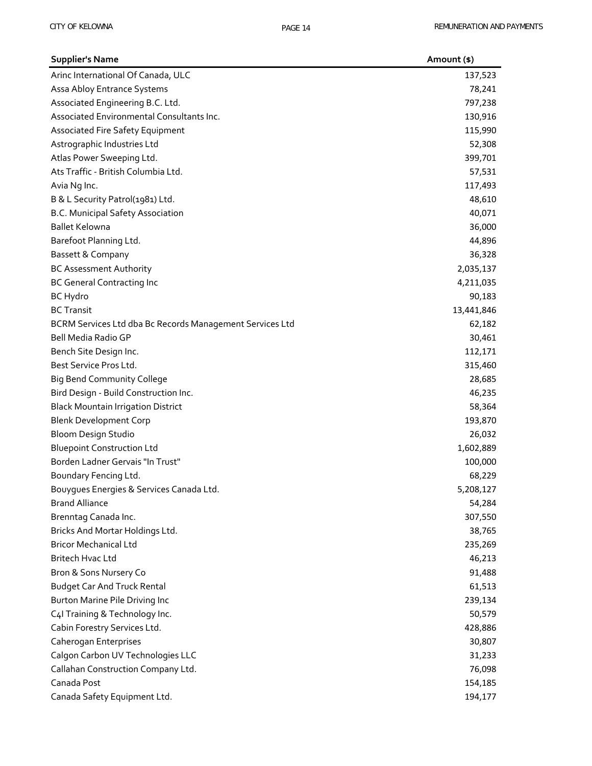| Supplier's Name | Amount ($) |
|---|---|
| Arinc International Of Canada, ULC | 137,523 |
| Assa Abloy Entrance Systems | 78,241 |
| Associated Engineering B.C. Ltd. | 797,238 |
| Associated Environmental Consultants Inc. | 130,916 |
| Associated Fire Safety Equipment | 115,990 |
| Astrographic Industries Ltd | 52,308 |
| Atlas Power Sweeping Ltd. | 399,701 |
| Ats Traffic - British Columbia Ltd. | 57,531 |
| Avia Ng Inc. | 117,493 |
| B & L Security Patrol(1981) Ltd. | 48,610 |
| B.C. Municipal Safety Association | 40,071 |
| Ballet Kelowna | 36,000 |
| Barefoot Planning Ltd. | 44,896 |
| Bassett & Company | 36,328 |
| BC Assessment Authority | 2,035,137 |
| BC General Contracting Inc | 4,211,035 |
| BC Hydro | 90,183 |
| BC Transit | 13,441,846 |
| BCRM Services Ltd dba Bc Records Management Services Ltd | 62,182 |
| Bell Media Radio GP | 30,461 |
| Bench Site Design Inc. | 112,171 |
| Best Service Pros Ltd. | 315,460 |
| Big Bend Community College | 28,685 |
| Bird Design - Build Construction Inc. | 46,235 |
| Black Mountain Irrigation District | 58,364 |
| Blenk Development Corp | 193,870 |
| Bloom Design Studio | 26,032 |
| Bluepoint Construction Ltd | 1,602,889 |
| Borden Ladner Gervais "In Trust" | 100,000 |
| Boundary Fencing Ltd. | 68,229 |
| Bouygues Energies & Services Canada Ltd. | 5,208,127 |
| Brand Alliance | 54,284 |
| Brenntag Canada Inc. | 307,550 |
| Bricks And Mortar Holdings Ltd. | 38,765 |
| Bricor Mechanical Ltd | 235,269 |
| Britech Hvac Ltd | 46,213 |
| Bron & Sons Nursery Co | 91,488 |
| Budget Car And Truck Rental | 61,513 |
| Burton Marine Pile Driving Inc | 239,134 |
| C4I Training & Technology Inc. | 50,579 |
| Cabin Forestry Services Ltd. | 428,886 |
| Caherogan Enterprises | 30,807 |
| Calgon Carbon UV Technologies LLC | 31,233 |
| Callahan Construction Company Ltd. | 76,098 |
| Canada Post | 154,185 |
| Canada Safety Equipment Ltd. | 194,177 |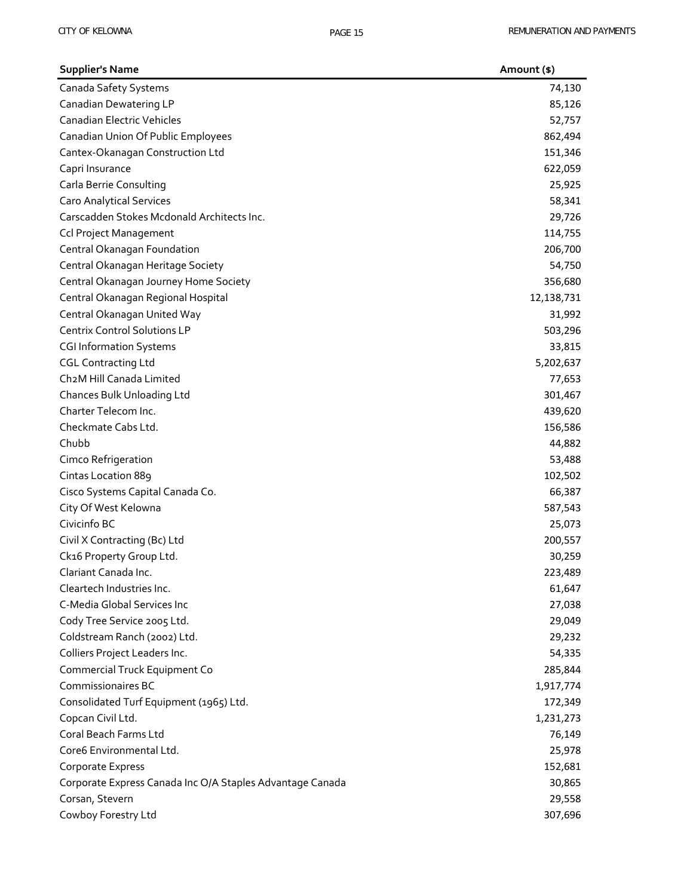| Supplier's Name | Amount ($) |
|---|---|
| Canada Safety Systems | 74,130 |
| Canadian Dewatering LP | 85,126 |
| Canadian Electric Vehicles | 52,757 |
| Canadian Union Of Public Employees | 862,494 |
| Cantex-Okanagan Construction Ltd | 151,346 |
| Capri Insurance | 622,059 |
| Carla Berrie Consulting | 25,925 |
| Caro Analytical Services | 58,341 |
| Carscadden Stokes Mcdonald Architects Inc. | 29,726 |
| Ccl Project Management | 114,755 |
| Central Okanagan Foundation | 206,700 |
| Central Okanagan Heritage Society | 54,750 |
| Central Okanagan Journey Home Society | 356,680 |
| Central Okanagan Regional Hospital | 12,138,731 |
| Central Okanagan United Way | 31,992 |
| Centrix Control Solutions LP | 503,296 |
| CGI Information Systems | 33,815 |
| CGL Contracting Ltd | 5,202,637 |
| Ch2M Hill Canada Limited | 77,653 |
| Chances Bulk Unloading Ltd | 301,467 |
| Charter Telecom Inc. | 439,620 |
| Checkmate Cabs Ltd. | 156,586 |
| Chubb | 44,882 |
| Cimco Refrigeration | 53,488 |
| Cintas Location 889 | 102,502 |
| Cisco Systems Capital Canada Co. | 66,387 |
| City Of West Kelowna | 587,543 |
| Civicinfo BC | 25,073 |
| Civil X Contracting (Bc) Ltd | 200,557 |
| Ck16 Property Group Ltd. | 30,259 |
| Clariant Canada Inc. | 223,489 |
| Cleartech Industries Inc. | 61,647 |
| C-Media Global Services Inc | 27,038 |
| Cody Tree Service 2005 Ltd. | 29,049 |
| Coldstream Ranch (2002) Ltd. | 29,232 |
| Colliers Project Leaders Inc. | 54,335 |
| Commercial Truck Equipment Co | 285,844 |
| Commissionaires BC | 1,917,774 |
| Consolidated Turf Equipment (1965) Ltd. | 172,349 |
| Copcan Civil Ltd. | 1,231,273 |
| Coral Beach Farms Ltd | 76,149 |
| Core6 Environmental Ltd. | 25,978 |
| Corporate Express | 152,681 |
| Corporate Express Canada Inc O/A Staples Advantage Canada | 30,865 |
| Corsan, Stevern | 29,558 |
| Cowboy Forestry Ltd | 307,696 |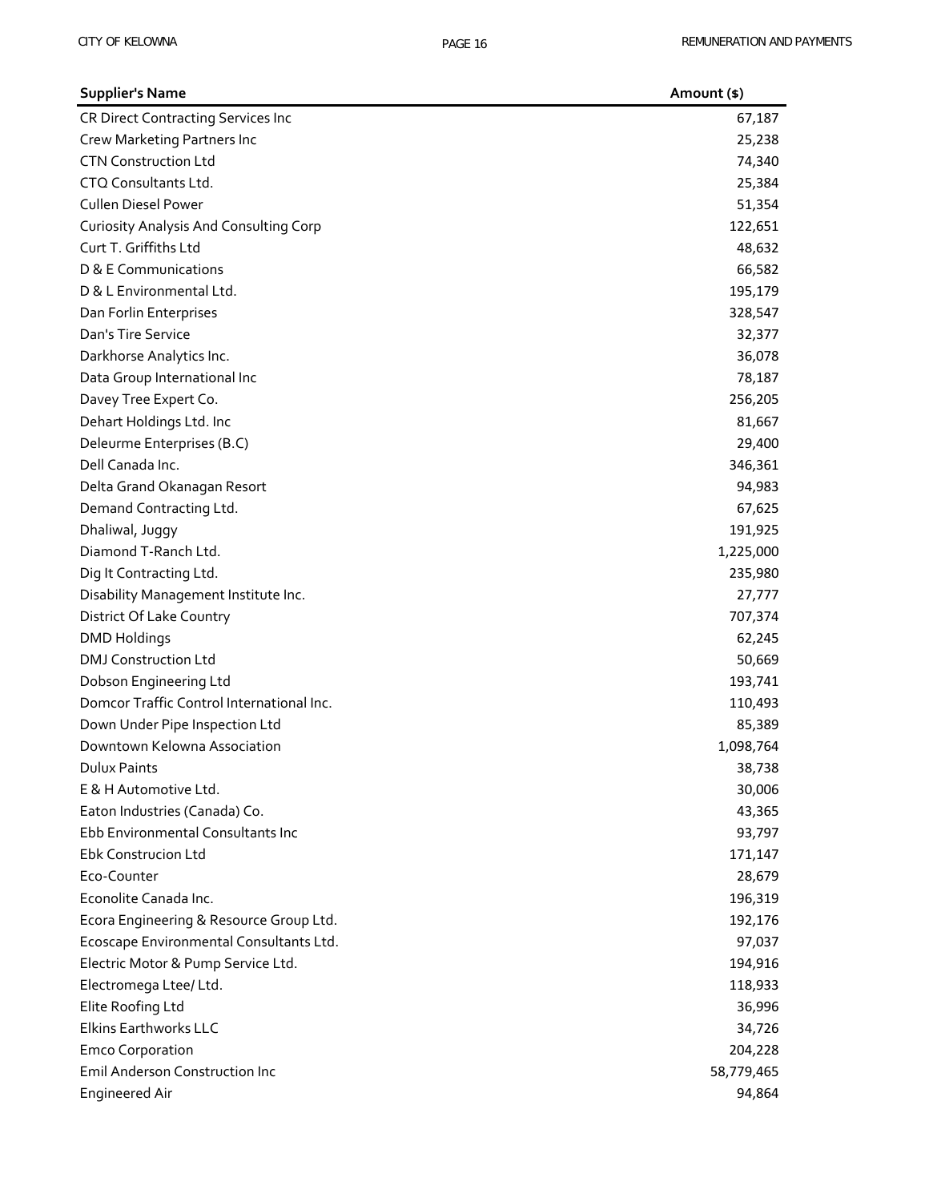| Supplier's Name | Amount ($) |
| --- | --- |
| CR Direct Contracting Services Inc | 67,187 |
| Crew Marketing Partners Inc | 25,238 |
| CTN Construction Ltd | 74,340 |
| CTQ Consultants Ltd. | 25,384 |
| Cullen Diesel Power | 51,354 |
| Curiosity Analysis And Consulting Corp | 122,651 |
| Curt T. Griffiths Ltd | 48,632 |
| D & E Communications | 66,582 |
| D & L Environmental Ltd. | 195,179 |
| Dan Forlin Enterprises | 328,547 |
| Dan's Tire Service | 32,377 |
| Darkhorse Analytics Inc. | 36,078 |
| Data Group International Inc | 78,187 |
| Davey Tree Expert Co. | 256,205 |
| Dehart Holdings Ltd. Inc | 81,667 |
| Deleurme Enterprises (B.C) | 29,400 |
| Dell Canada Inc. | 346,361 |
| Delta Grand Okanagan Resort | 94,983 |
| Demand Contracting Ltd. | 67,625 |
| Dhaliwal, Juggy | 191,925 |
| Diamond T-Ranch Ltd. | 1,225,000 |
| Dig It Contracting Ltd. | 235,980 |
| Disability Management Institute Inc. | 27,777 |
| District Of Lake Country | 707,374 |
| DMD Holdings | 62,245 |
| DMJ Construction Ltd | 50,669 |
| Dobson Engineering Ltd | 193,741 |
| Domcor Traffic Control International Inc. | 110,493 |
| Down Under Pipe Inspection Ltd | 85,389 |
| Downtown Kelowna Association | 1,098,764 |
| Dulux Paints | 38,738 |
| E & H Automotive Ltd. | 30,006 |
| Eaton Industries (Canada) Co. | 43,365 |
| Ebb Environmental Consultants Inc | 93,797 |
| Ebk Construcion Ltd | 171,147 |
| Eco-Counter | 28,679 |
| Econolite Canada Inc. | 196,319 |
| Ecora Engineering & Resource Group Ltd. | 192,176 |
| Ecoscape Environmental Consultants Ltd. | 97,037 |
| Electric Motor & Pump Service Ltd. | 194,916 |
| Electromega Ltee/ Ltd. | 118,933 |
| Elite Roofing Ltd | 36,996 |
| Elkins Earthworks LLC | 34,726 |
| Emco Corporation | 204,228 |
| Emil Anderson Construction Inc | 58,779,465 |
| Engineered Air | 94,864 |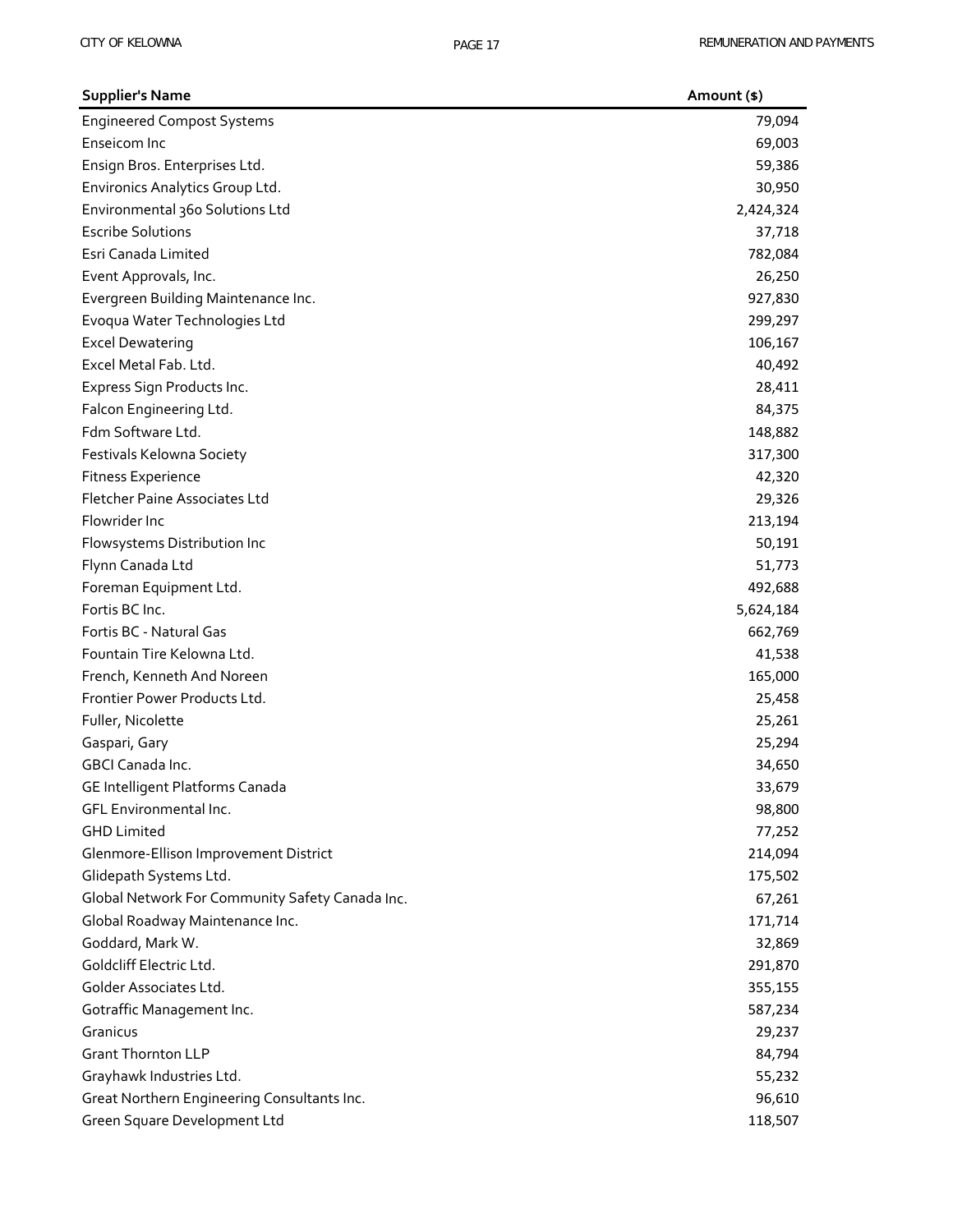| Supplier's Name | Amount ($) |
|---|---|
| Engineered Compost Systems | 79,094 |
| Enseicom Inc | 69,003 |
| Ensign Bros. Enterprises Ltd. | 59,386 |
| Environics Analytics Group Ltd. | 30,950 |
| Environmental 360 Solutions Ltd | 2,424,324 |
| Escribe Solutions | 37,718 |
| Esri Canada Limited | 782,084 |
| Event Approvals, Inc. | 26,250 |
| Evergreen Building Maintenance Inc. | 927,830 |
| Evoqua Water Technologies Ltd | 299,297 |
| Excel Dewatering | 106,167 |
| Excel Metal Fab. Ltd. | 40,492 |
| Express Sign Products Inc. | 28,411 |
| Falcon Engineering Ltd. | 84,375 |
| Fdm Software Ltd. | 148,882 |
| Festivals Kelowna Society | 317,300 |
| Fitness Experience | 42,320 |
| Fletcher Paine Associates Ltd | 29,326 |
| Flowrider Inc | 213,194 |
| Flowsystems Distribution Inc | 50,191 |
| Flynn Canada Ltd | 51,773 |
| Foreman Equipment Ltd. | 492,688 |
| Fortis BC Inc. | 5,624,184 |
| Fortis BC - Natural Gas | 662,769 |
| Fountain Tire Kelowna Ltd. | 41,538 |
| French, Kenneth And Noreen | 165,000 |
| Frontier Power Products Ltd. | 25,458 |
| Fuller, Nicolette | 25,261 |
| Gaspari, Gary | 25,294 |
| GBCI Canada Inc. | 34,650 |
| GE Intelligent Platforms Canada | 33,679 |
| GFL Environmental Inc. | 98,800 |
| GHD Limited | 77,252 |
| Glenmore-Ellison Improvement District | 214,094 |
| Glidepath Systems Ltd. | 175,502 |
| Global Network For Community Safety Canada Inc. | 67,261 |
| Global Roadway Maintenance Inc. | 171,714 |
| Goddard, Mark W. | 32,869 |
| Goldcliff Electric Ltd. | 291,870 |
| Golder Associates Ltd. | 355,155 |
| Gotraffic Management Inc. | 587,234 |
| Granicus | 29,237 |
| Grant Thornton LLP | 84,794 |
| Grayhawk Industries Ltd. | 55,232 |
| Great Northern Engineering Consultants Inc. | 96,610 |
| Green Square Development Ltd | 118,507 |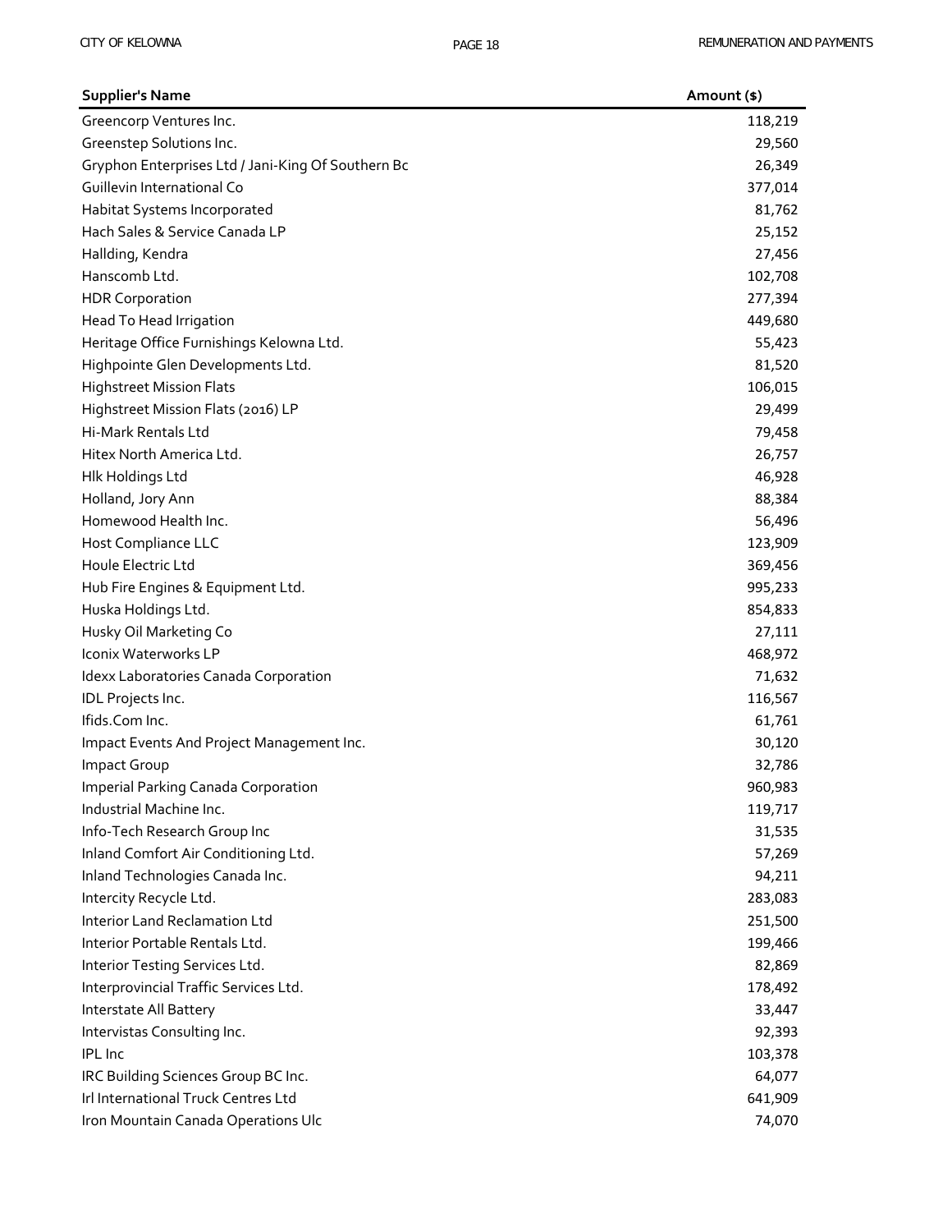| Supplier's Name | Amount ($) |
|---|---|
| Greencorp Ventures Inc. | 118,219 |
| Greenstep Solutions Inc. | 29,560 |
| Gryphon Enterprises Ltd / Jani-King Of Southern Bc | 26,349 |
| Guillevin International Co | 377,014 |
| Habitat Systems Incorporated | 81,762 |
| Hach Sales & Service Canada LP | 25,152 |
| Hallding, Kendra | 27,456 |
| Hanscomb Ltd. | 102,708 |
| HDR Corporation | 277,394 |
| Head To Head Irrigation | 449,680 |
| Heritage Office Furnishings Kelowna Ltd. | 55,423 |
| Highpointe Glen Developments Ltd. | 81,520 |
| Highstreet Mission Flats | 106,015 |
| Highstreet Mission Flats (2016) LP | 29,499 |
| Hi-Mark Rentals Ltd | 79,458 |
| Hitex North America Ltd. | 26,757 |
| Hlk Holdings Ltd | 46,928 |
| Holland, Jory Ann | 88,384 |
| Homewood Health Inc. | 56,496 |
| Host Compliance LLC | 123,909 |
| Houle Electric Ltd | 369,456 |
| Hub Fire Engines & Equipment Ltd. | 995,233 |
| Huska Holdings Ltd. | 854,833 |
| Husky Oil Marketing Co | 27,111 |
| Iconix Waterworks LP | 468,972 |
| Idexx Laboratories Canada Corporation | 71,632 |
| IDL Projects Inc. | 116,567 |
| Ifids.Com Inc. | 61,761 |
| Impact Events And Project Management Inc. | 30,120 |
| Impact Group | 32,786 |
| Imperial Parking Canada Corporation | 960,983 |
| Industrial Machine Inc. | 119,717 |
| Info-Tech Research Group Inc | 31,535 |
| Inland Comfort Air Conditioning Ltd. | 57,269 |
| Inland Technologies Canada Inc. | 94,211 |
| Intercity Recycle Ltd. | 283,083 |
| Interior Land Reclamation Ltd | 251,500 |
| Interior Portable Rentals Ltd. | 199,466 |
| Interior Testing Services Ltd. | 82,869 |
| Interprovincial Traffic Services Ltd. | 178,492 |
| Interstate All Battery | 33,447 |
| Intervistas Consulting Inc. | 92,393 |
| IPL Inc | 103,378 |
| IRC Building Sciences Group BC Inc. | 64,077 |
| Irl International Truck Centres Ltd | 641,909 |
| Iron Mountain Canada Operations Ulc | 74,070 |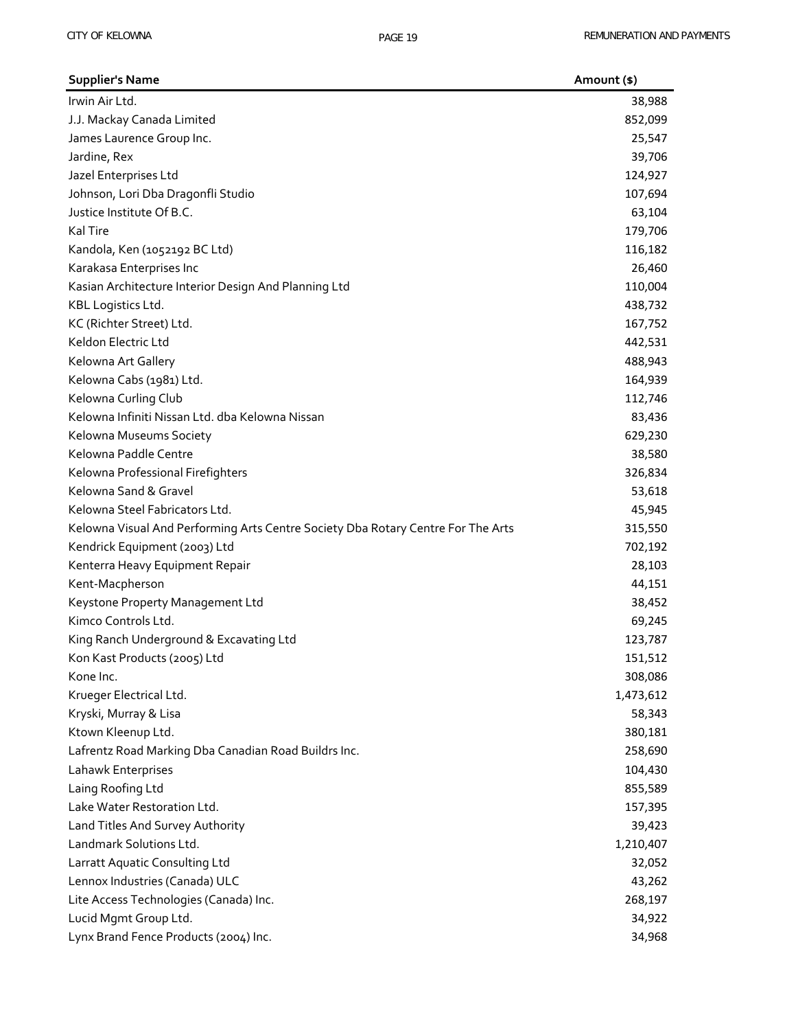| Supplier's Name | Amount ($) |
|---|---|
| Irwin Air Ltd. | 38,988 |
| J.J. Mackay Canada Limited | 852,099 |
| James Laurence Group Inc. | 25,547 |
| Jardine, Rex | 39,706 |
| Jazel Enterprises Ltd | 124,927 |
| Johnson, Lori Dba Dragonfli Studio | 107,694 |
| Justice Institute Of B.C. | 63,104 |
| Kal Tire | 179,706 |
| Kandola, Ken (1052192 BC Ltd) | 116,182 |
| Karakasa Enterprises Inc | 26,460 |
| Kasian Architecture Interior Design And Planning Ltd | 110,004 |
| KBL Logistics Ltd. | 438,732 |
| KC (Richter Street) Ltd. | 167,752 |
| Keldon Electric Ltd | 442,531 |
| Kelowna Art Gallery | 488,943 |
| Kelowna Cabs (1981) Ltd. | 164,939 |
| Kelowna Curling Club | 112,746 |
| Kelowna Infiniti Nissan Ltd. dba Kelowna Nissan | 83,436 |
| Kelowna Museums Society | 629,230 |
| Kelowna Paddle Centre | 38,580 |
| Kelowna Professional Firefighters | 326,834 |
| Kelowna Sand & Gravel | 53,618 |
| Kelowna Steel Fabricators Ltd. | 45,945 |
| Kelowna Visual And Performing Arts Centre Society Dba Rotary Centre For The Arts | 315,550 |
| Kendrick Equipment (2003) Ltd | 702,192 |
| Kenterra Heavy Equipment Repair | 28,103 |
| Kent-Macpherson | 44,151 |
| Keystone Property Management Ltd | 38,452 |
| Kimco Controls Ltd. | 69,245 |
| King Ranch Underground & Excavating Ltd | 123,787 |
| Kon Kast Products (2005) Ltd | 151,512 |
| Kone Inc. | 308,086 |
| Krueger Electrical Ltd. | 1,473,612 |
| Kryski, Murray & Lisa | 58,343 |
| Ktown Kleenup Ltd. | 380,181 |
| Lafrentz Road Marking Dba Canadian Road Buildrs Inc. | 258,690 |
| Lahawk Enterprises | 104,430 |
| Laing Roofing Ltd | 855,589 |
| Lake Water Restoration Ltd. | 157,395 |
| Land Titles And Survey Authority | 39,423 |
| Landmark Solutions Ltd. | 1,210,407 |
| Larratt Aquatic Consulting Ltd | 32,052 |
| Lennox Industries (Canada) ULC | 43,262 |
| Lite Access Technologies (Canada) Inc. | 268,197 |
| Lucid Mgmt Group Ltd. | 34,922 |
| Lynx Brand Fence Products (2004) Inc. | 34,968 |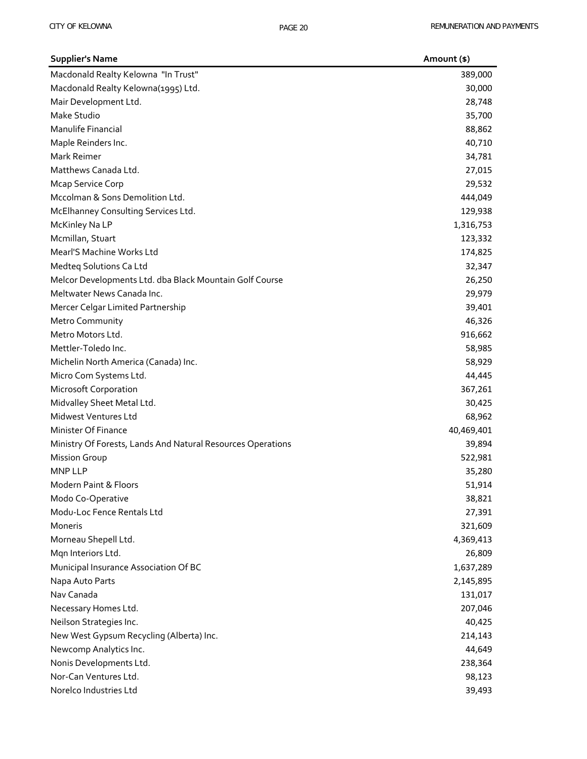| Supplier's Name | Amount ($) |
| --- | ---: |
| Macdonald Realty Kelowna "In Trust" | 389,000 |
| Macdonald Realty Kelowna(1995) Ltd. | 30,000 |
| Mair Development Ltd. | 28,748 |
| Make Studio | 35,700 |
| Manulife Financial | 88,862 |
| Maple Reinders Inc. | 40,710 |
| Mark Reimer | 34,781 |
| Matthews Canada Ltd. | 27,015 |
| Mcap Service Corp | 29,532 |
| Mccolman & Sons Demolition Ltd. | 444,049 |
| McElhanney Consulting Services Ltd. | 129,938 |
| McKinley Na LP | 1,316,753 |
| Mcmillan, Stuart | 123,332 |
| Mearl'S Machine Works Ltd | 174,825 |
| Medteq Solutions Ca Ltd | 32,347 |
| Melcor Developments Ltd. dba Black Mountain Golf Course | 26,250 |
| Meltwater News Canada Inc. | 29,979 |
| Mercer Celgar Limited Partnership | 39,401 |
| Metro Community | 46,326 |
| Metro Motors Ltd. | 916,662 |
| Mettler-Toledo Inc. | 58,985 |
| Michelin North America (Canada) Inc. | 58,929 |
| Micro Com Systems Ltd. | 44,445 |
| Microsoft Corporation | 367,261 |
| Midvalley Sheet Metal Ltd. | 30,425 |
| Midwest Ventures Ltd | 68,962 |
| Minister Of Finance | 40,469,401 |
| Ministry Of Forests, Lands And Natural Resources Operations | 39,894 |
| Mission Group | 522,981 |
| MNP LLP | 35,280 |
| Modern Paint & Floors | 51,914 |
| Modo Co-Operative | 38,821 |
| Modu-Loc Fence Rentals Ltd | 27,391 |
| Moneris | 321,609 |
| Morneau Shepell Ltd. | 4,369,413 |
| Mqn Interiors Ltd. | 26,809 |
| Municipal Insurance Association Of BC | 1,637,289 |
| Napa Auto Parts | 2,145,895 |
| Nav Canada | 131,017 |
| Necessary Homes Ltd. | 207,046 |
| Neilson Strategies Inc. | 40,425 |
| New West Gypsum Recycling (Alberta) Inc. | 214,143 |
| Newcomp Analytics Inc. | 44,649 |
| Nonis Developments Ltd. | 238,364 |
| Nor-Can Ventures Ltd. | 98,123 |
| Norelco Industries Ltd | 39,493 |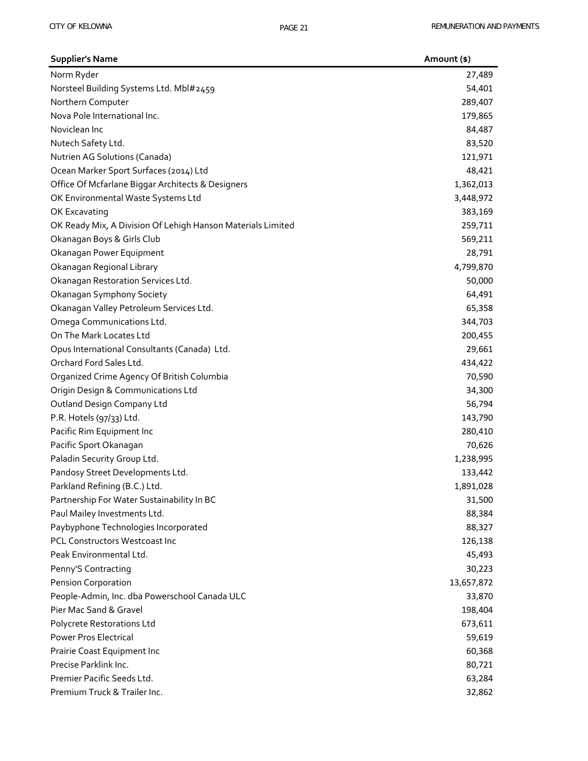| Supplier's Name | Amount ($) |
|---|---|
| Norm Ryder | 27,489 |
| Norsteel Building Systems Ltd. Mbl#2459 | 54,401 |
| Northern Computer | 289,407 |
| Nova Pole International Inc. | 179,865 |
| Noviclean Inc | 84,487 |
| Nutech Safety Ltd. | 83,520 |
| Nutrien AG Solutions (Canada) | 121,971 |
| Ocean Marker Sport Surfaces (2014) Ltd | 48,421 |
| Office Of Mcfarlane Biggar Architects & Designers | 1,362,013 |
| OK Environmental Waste Systems Ltd | 3,448,972 |
| OK Excavating | 383,169 |
| OK Ready Mix, A Division Of Lehigh Hanson Materials Limited | 259,711 |
| Okanagan Boys & Girls Club | 569,211 |
| Okanagan Power Equipment | 28,791 |
| Okanagan Regional Library | 4,799,870 |
| Okanagan Restoration Services Ltd. | 50,000 |
| Okanagan Symphony Society | 64,491 |
| Okanagan Valley Petroleum Services Ltd. | 65,358 |
| Omega Communications Ltd. | 344,703 |
| On The Mark Locates Ltd | 200,455 |
| Opus International Consultants (Canada) Ltd. | 29,661 |
| Orchard Ford Sales Ltd. | 434,422 |
| Organized Crime Agency Of British Columbia | 70,590 |
| Origin Design & Communications Ltd | 34,300 |
| Outland Design Company Ltd | 56,794 |
| P.R. Hotels (97/33) Ltd. | 143,790 |
| Pacific Rim Equipment Inc | 280,410 |
| Pacific Sport Okanagan | 70,626 |
| Paladin Security Group Ltd. | 1,238,995 |
| Pandosy Street Developments Ltd. | 133,442 |
| Parkland Refining (B.C.) Ltd. | 1,891,028 |
| Partnership For Water Sustainability In BC | 31,500 |
| Paul Mailey Investments Ltd. | 88,384 |
| Paybyphone Technologies Incorporated | 88,327 |
| PCL Constructors Westcoast Inc | 126,138 |
| Peak Environmental Ltd. | 45,493 |
| Penny'S Contracting | 30,223 |
| Pension Corporation | 13,657,872 |
| People-Admin, Inc. dba Powerschool Canada ULC | 33,870 |
| Pier Mac Sand & Gravel | 198,404 |
| Polycrete Restorations Ltd | 673,611 |
| Power Pros Electrical | 59,619 |
| Prairie Coast Equipment Inc | 60,368 |
| Precise Parklink Inc. | 80,721 |
| Premier Pacific Seeds Ltd. | 63,284 |
| Premium Truck & Trailer Inc. | 32,862 |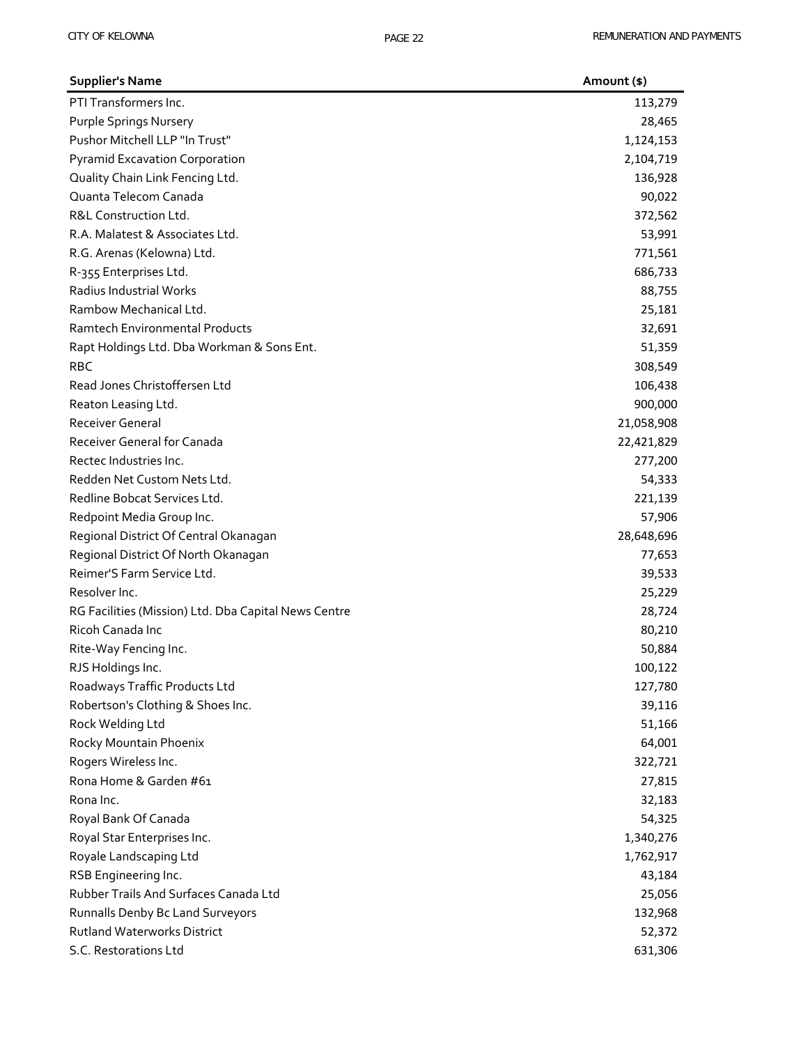| Supplier's Name | Amount ($) |
| --- | --- |
| PTI Transformers Inc. | 113,279 |
| Purple Springs Nursery | 28,465 |
| Pushor Mitchell LLP "In Trust" | 1,124,153 |
| Pyramid Excavation Corporation | 2,104,719 |
| Quality Chain Link Fencing Ltd. | 136,928 |
| Quanta Telecom Canada | 90,022 |
| R&L Construction Ltd. | 372,562 |
| R.A. Malatest & Associates Ltd. | 53,991 |
| R.G. Arenas (Kelowna) Ltd. | 771,561 |
| R-355 Enterprises Ltd. | 686,733 |
| Radius Industrial Works | 88,755 |
| Rambow Mechanical Ltd. | 25,181 |
| Ramtech Environmental Products | 32,691 |
| Rapt Holdings Ltd. Dba Workman & Sons Ent. | 51,359 |
| RBC | 308,549 |
| Read Jones Christoffersen Ltd | 106,438 |
| Reaton Leasing Ltd. | 900,000 |
| Receiver General | 21,058,908 |
| Receiver General for Canada | 22,421,829 |
| Rectec Industries Inc. | 277,200 |
| Redden Net Custom Nets Ltd. | 54,333 |
| Redline Bobcat Services Ltd. | 221,139 |
| Redpoint Media Group Inc. | 57,906 |
| Regional District Of Central Okanagan | 28,648,696 |
| Regional District Of North Okanagan | 77,653 |
| Reimer'S Farm Service Ltd. | 39,533 |
| Resolver Inc. | 25,229 |
| RG Facilities (Mission) Ltd. Dba Capital News Centre | 28,724 |
| Ricoh Canada Inc | 80,210 |
| Rite-Way Fencing Inc. | 50,884 |
| RJS Holdings Inc. | 100,122 |
| Roadways Traffic Products Ltd | 127,780 |
| Robertson's Clothing & Shoes Inc. | 39,116 |
| Rock Welding Ltd | 51,166 |
| Rocky Mountain Phoenix | 64,001 |
| Rogers Wireless Inc. | 322,721 |
| Rona Home & Garden #61 | 27,815 |
| Rona Inc. | 32,183 |
| Royal Bank Of Canada | 54,325 |
| Royal Star Enterprises Inc. | 1,340,276 |
| Royale Landscaping Ltd | 1,762,917 |
| RSB Engineering Inc. | 43,184 |
| Rubber Trails And Surfaces Canada Ltd | 25,056 |
| Runnalls Denby Bc Land Surveyors | 132,968 |
| Rutland Waterworks District | 52,372 |
| S.C. Restorations Ltd | 631,306 |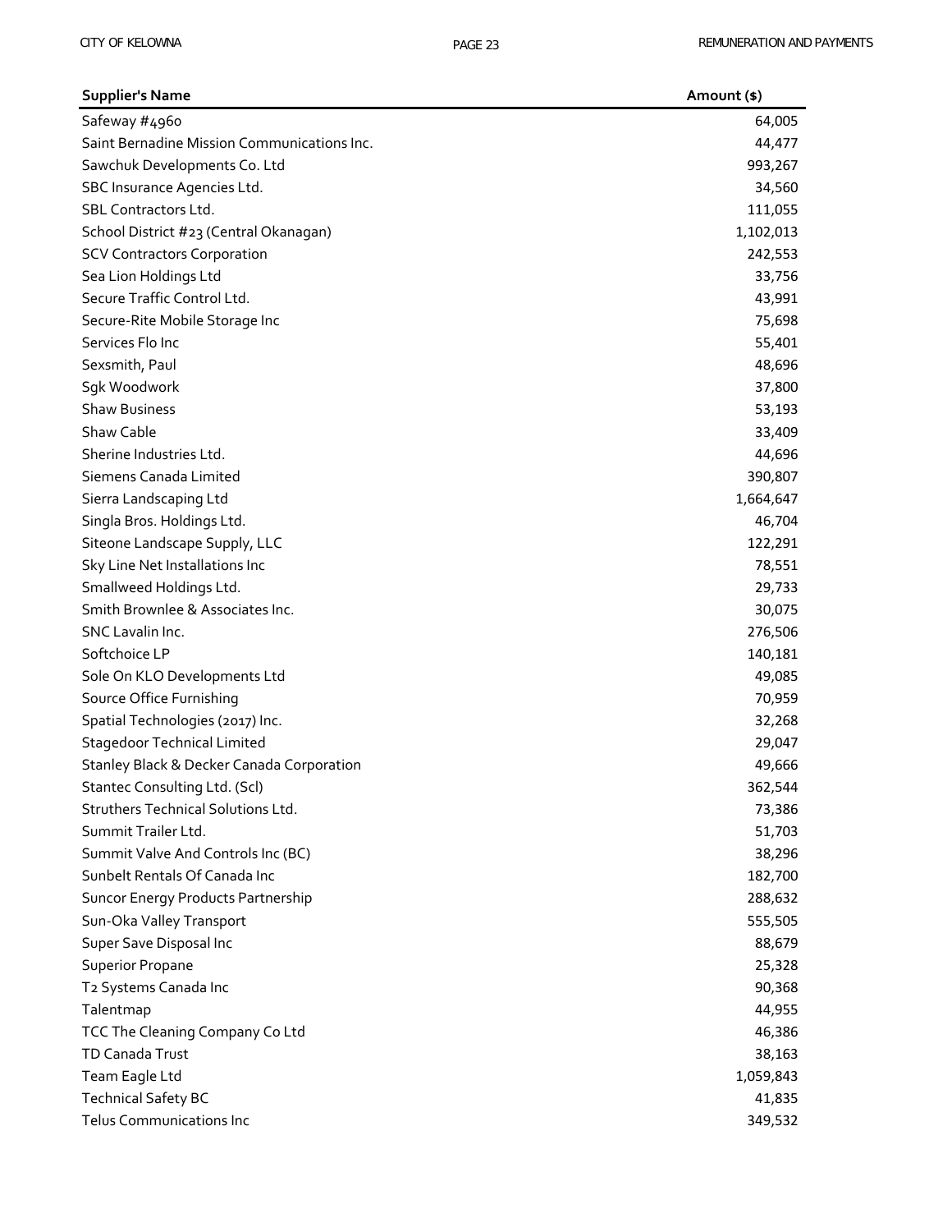| Supplier's Name | Amount ($) |
| --- | --- |
| Safeway #4960 | 64,005 |
| Saint Bernadine Mission Communications Inc. | 44,477 |
| Sawchuk Developments Co. Ltd | 993,267 |
| SBC Insurance Agencies Ltd. | 34,560 |
| SBL Contractors Ltd. | 111,055 |
| School District #23 (Central Okanagan) | 1,102,013 |
| SCV Contractors Corporation | 242,553 |
| Sea Lion Holdings Ltd | 33,756 |
| Secure Traffic Control Ltd. | 43,991 |
| Secure-Rite Mobile Storage Inc | 75,698 |
| Services Flo Inc | 55,401 |
| Sexsmith, Paul | 48,696 |
| Sgk Woodwork | 37,800 |
| Shaw Business | 53,193 |
| Shaw Cable | 33,409 |
| Sherine Industries Ltd. | 44,696 |
| Siemens Canada Limited | 390,807 |
| Sierra Landscaping Ltd | 1,664,647 |
| Singla Bros. Holdings Ltd. | 46,704 |
| Siteone Landscape Supply, LLC | 122,291 |
| Sky Line Net Installations Inc | 78,551 |
| Smallweed Holdings Ltd. | 29,733 |
| Smith Brownlee & Associates Inc. | 30,075 |
| SNC Lavalin Inc. | 276,506 |
| Softchoice LP | 140,181 |
| Sole On KLO Developments Ltd | 49,085 |
| Source Office Furnishing | 70,959 |
| Spatial Technologies (2017) Inc. | 32,268 |
| Stagedoor Technical Limited | 29,047 |
| Stanley Black & Decker Canada Corporation | 49,666 |
| Stantec Consulting Ltd. (Scl) | 362,544 |
| Struthers Technical Solutions Ltd. | 73,386 |
| Summit Trailer Ltd. | 51,703 |
| Summit Valve And Controls Inc (BC) | 38,296 |
| Sunbelt Rentals Of Canada Inc | 182,700 |
| Suncor Energy Products Partnership | 288,632 |
| Sun-Oka Valley Transport | 555,505 |
| Super Save Disposal Inc | 88,679 |
| Superior Propane | 25,328 |
| T2 Systems Canada Inc | 90,368 |
| Talentmap | 44,955 |
| TCC The Cleaning Company Co Ltd | 46,386 |
| TD Canada Trust | 38,163 |
| Team Eagle Ltd | 1,059,843 |
| Technical Safety BC | 41,835 |
| Telus Communications Inc | 349,532 |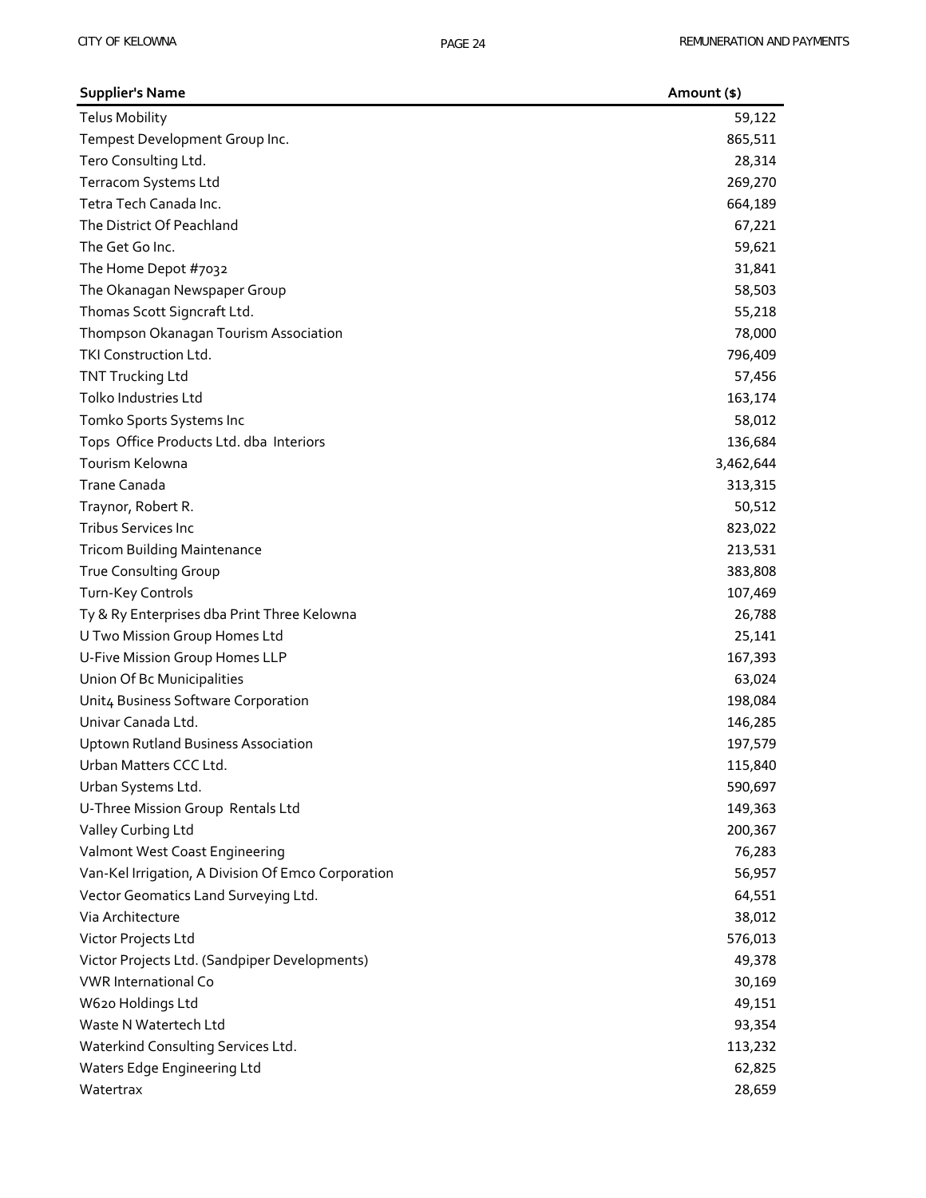| Supplier's Name | Amount ($) |
| --- | --- |
| Telus Mobility | 59,122 |
| Tempest Development Group Inc. | 865,511 |
| Tero Consulting Ltd. | 28,314 |
| Terracom Systems Ltd | 269,270 |
| Tetra Tech Canada Inc. | 664,189 |
| The District Of Peachland | 67,221 |
| The Get Go Inc. | 59,621 |
| The Home Depot #7032 | 31,841 |
| The Okanagan Newspaper Group | 58,503 |
| Thomas Scott Signcraft Ltd. | 55,218 |
| Thompson Okanagan Tourism Association | 78,000 |
| TKI Construction Ltd. | 796,409 |
| TNT Trucking Ltd | 57,456 |
| Tolko Industries Ltd | 163,174 |
| Tomko Sports Systems Inc | 58,012 |
| Tops Office Products Ltd. dba Interiors | 136,684 |
| Tourism Kelowna | 3,462,644 |
| Trane Canada | 313,315 |
| Traynor, Robert R. | 50,512 |
| Tribus Services Inc | 823,022 |
| Tricom Building Maintenance | 213,531 |
| True Consulting Group | 383,808 |
| Turn-Key Controls | 107,469 |
| Ty & Ry Enterprises dba Print Three Kelowna | 26,788 |
| U Two Mission Group Homes Ltd | 25,141 |
| U-Five Mission Group Homes LLP | 167,393 |
| Union Of Bc Municipalities | 63,024 |
| Unit4 Business Software Corporation | 198,084 |
| Univar Canada Ltd. | 146,285 |
| Uptown Rutland Business Association | 197,579 |
| Urban Matters CCC Ltd. | 115,840 |
| Urban Systems Ltd. | 590,697 |
| U-Three Mission Group Rentals Ltd | 149,363 |
| Valley Curbing Ltd | 200,367 |
| Valmont West Coast Engineering | 76,283 |
| Van-Kel Irrigation, A Division Of Emco Corporation | 56,957 |
| Vector Geomatics Land Surveying Ltd. | 64,551 |
| Via Architecture | 38,012 |
| Victor Projects Ltd | 576,013 |
| Victor Projects Ltd. (Sandpiper Developments) | 49,378 |
| VWR International Co | 30,169 |
| W620 Holdings Ltd | 49,151 |
| Waste N Watertech Ltd | 93,354 |
| Waterkind Consulting Services Ltd. | 113,232 |
| Waters Edge Engineering Ltd | 62,825 |
| Watertrax | 28,659 |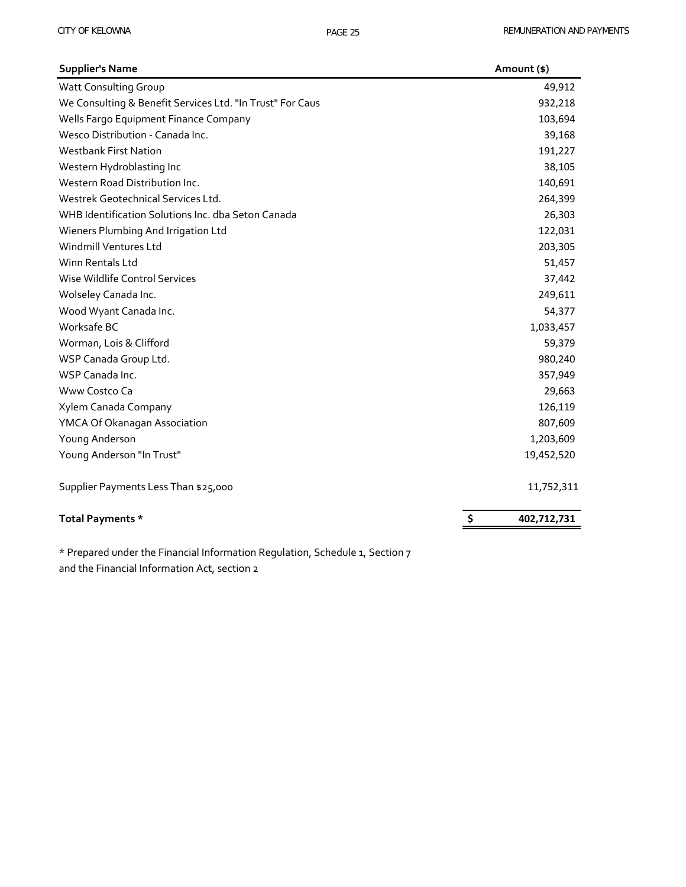| Supplier's Name | Amount ($) |
|---|---|
| Watt Consulting Group | 49,912 |
| We Consulting & Benefit Services Ltd. "In Trust" For Caus | 932,218 |
| Wells Fargo Equipment Finance Company | 103,694 |
| Wesco Distribution - Canada Inc. | 39,168 |
| Westbank First Nation | 191,227 |
| Western Hydroblasting Inc | 38,105 |
| Western Road Distribution Inc. | 140,691 |
| Westrek Geotechnical Services Ltd. | 264,399 |
| WHB Identification Solutions Inc. dba Seton Canada | 26,303 |
| Wieners Plumbing And Irrigation Ltd | 122,031 |
| Windmill Ventures Ltd | 203,305 |
| Winn Rentals Ltd | 51,457 |
| Wise Wildlife Control Services | 37,442 |
| Wolseley Canada Inc. | 249,611 |
| Wood Wyant Canada Inc. | 54,377 |
| Worksafe BC | 1,033,457 |
| Worman, Lois & Clifford | 59,379 |
| WSP Canada Group Ltd. | 980,240 |
| WSP Canada Inc. | 357,949 |
| Www Costco Ca | 29,663 |
| Xylem Canada Company | 126,119 |
| YMCA Of Okanagan Association | 807,609 |
| Young Anderson | 1,203,609 |
| Young Anderson "In Trust" | 19,452,520 |
| Supplier Payments Less Than $25,000 | 11,752,311 |
| **Total Payments *** | **$ 402,712,731** |

* Prepared under the Financial Information Regulation, Schedule 1, Section 7 and the Financial Information Act, section 2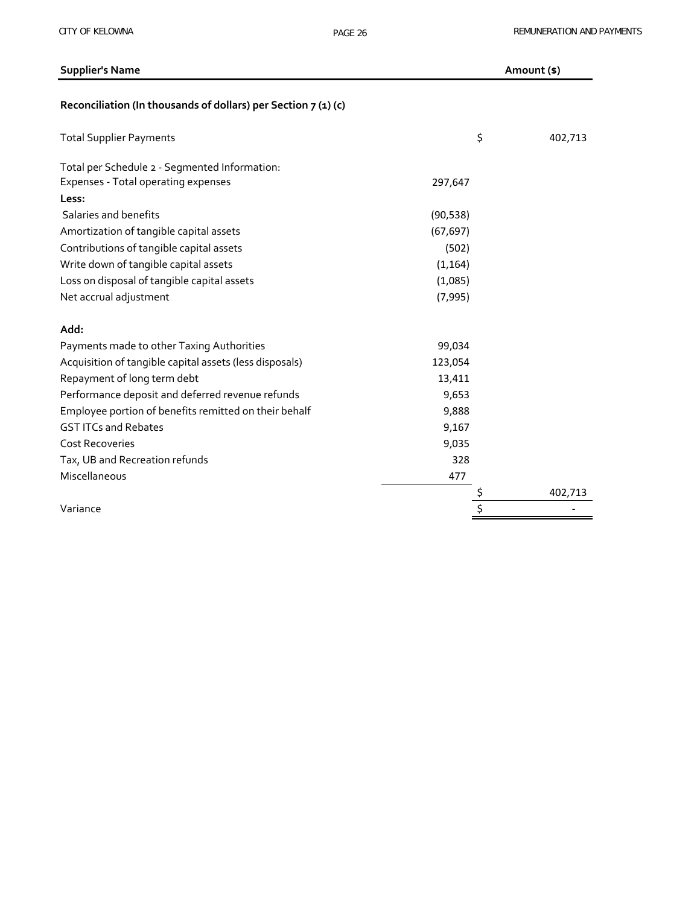| Supplier's Name | | Amount ($) |
|---|---|---|
| **Reconciliation (In thousands of dollars) per Section 7 (1) (c)** | | |
| Total Supplier Payments | | $ 402,713 |
| Total per Schedule 2 - Segmented Information: | | |
| Expenses - Total operating expenses | 297,647 | |
| **Less:** | | |
| Salaries and benefits | (90,538) | |
| Amortization of tangible capital assets | (67,697) | |
| Contributions of tangible capital assets | (502) | |
| Write down of tangible capital assets | (1,164) | |
| Loss on disposal of tangible capital assets | (1,085) | |
| Net accrual adjustment | (7,995) | |
| **Add:** | | |
| Payments made to other Taxing Authorities | 99,034 | |
| Acquisition of tangible capital assets (less disposals) | 123,054 | |
| Repayment of long term debt | 13,411 | |
| Performance deposit and deferred revenue refunds | 9,653 | |
| Employee portion of benefits remitted on their behalf | 9,888 | |
| GST ITCs and Rebates | 9,167 | |
| Cost Recoveries | 9,035 | |
| Tax, UB and Recreation refunds | 328 | |
| Miscellaneous | 477 | |
| | | $ 402,713 |
| Variance | | $ - |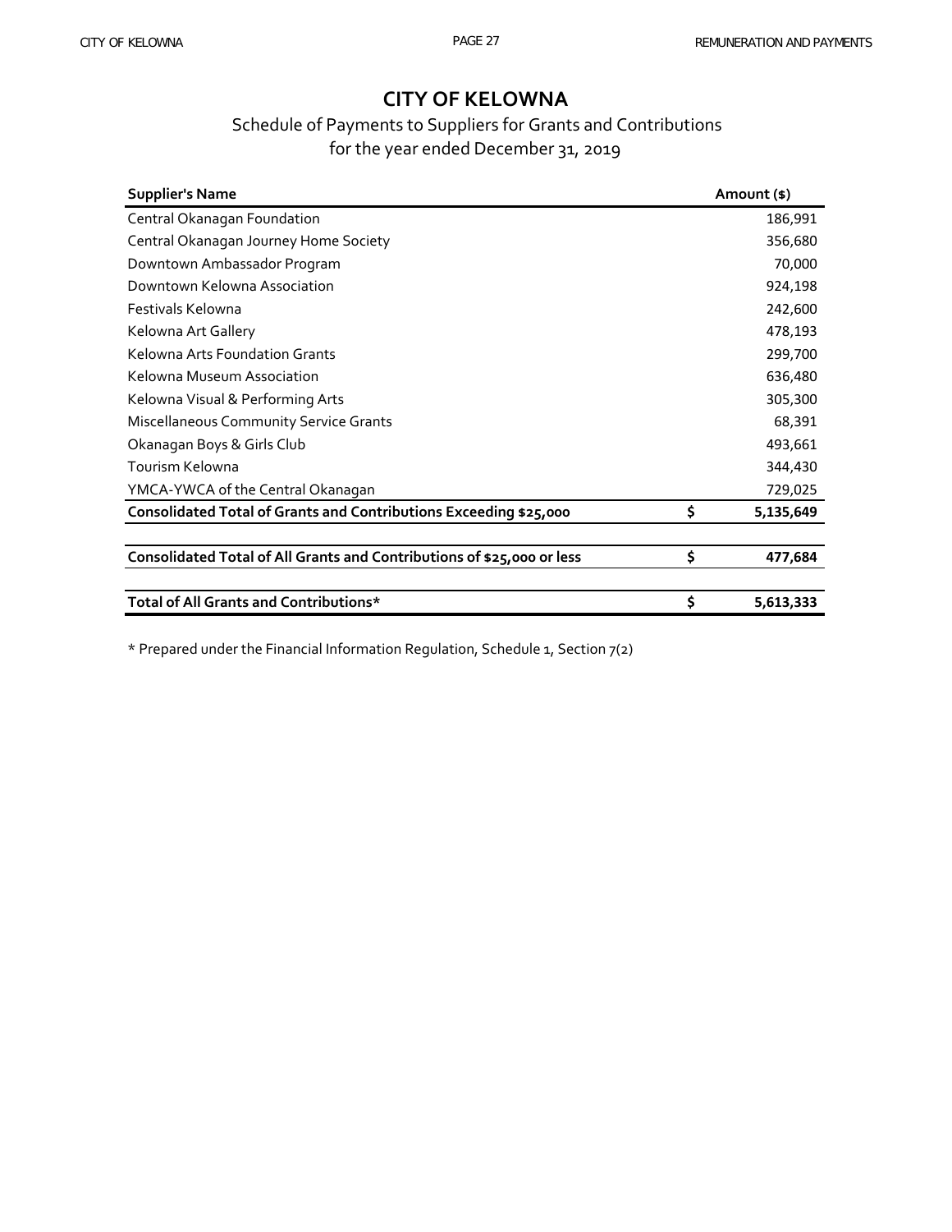# CITY OF KELOWNA

## Schedule of Payments to Suppliers for Grants and Contributions
## for the year ended December 31, 2019

| Supplier's Name | | Amount ($) |
|---|---|---|
| Central Okanagan Foundation | | 186,991 |
| Central Okanagan Journey Home Society | | 356,680 |
| Downtown Ambassador Program | | 70,000 |
| Downtown Kelowna Association | | 924,198 |
| Festivals Kelowna | | 242,600 |
| Kelowna Art Gallery | | 478,193 |
| Kelowna Arts Foundation Grants | | 299,700 |
| Kelowna Museum Association | | 636,480 |
| Kelowna Visual & Performing Arts | | 305,300 |
| Miscellaneous Community Service Grants | | 68,391 |
| Okanagan Boys & Girls Club | | 493,661 |
| Tourism Kelowna | | 344,430 |
| YMCA-YWCA of the Central Okanagan | | 729,025 |
| **Consolidated Total of Grants and Contributions Exceeding $25,000** | **$** | **5,135,649** |
| | | |
| **Consolidated Total of All Grants and Contributions of $25,000 or less** | **$** | **477,684** |
| | | |
| **Total of All Grants and Contributions*** | **$** | **5,613,333** |

* Prepared under the Financial Information Regulation, Schedule 1, Section 7(2)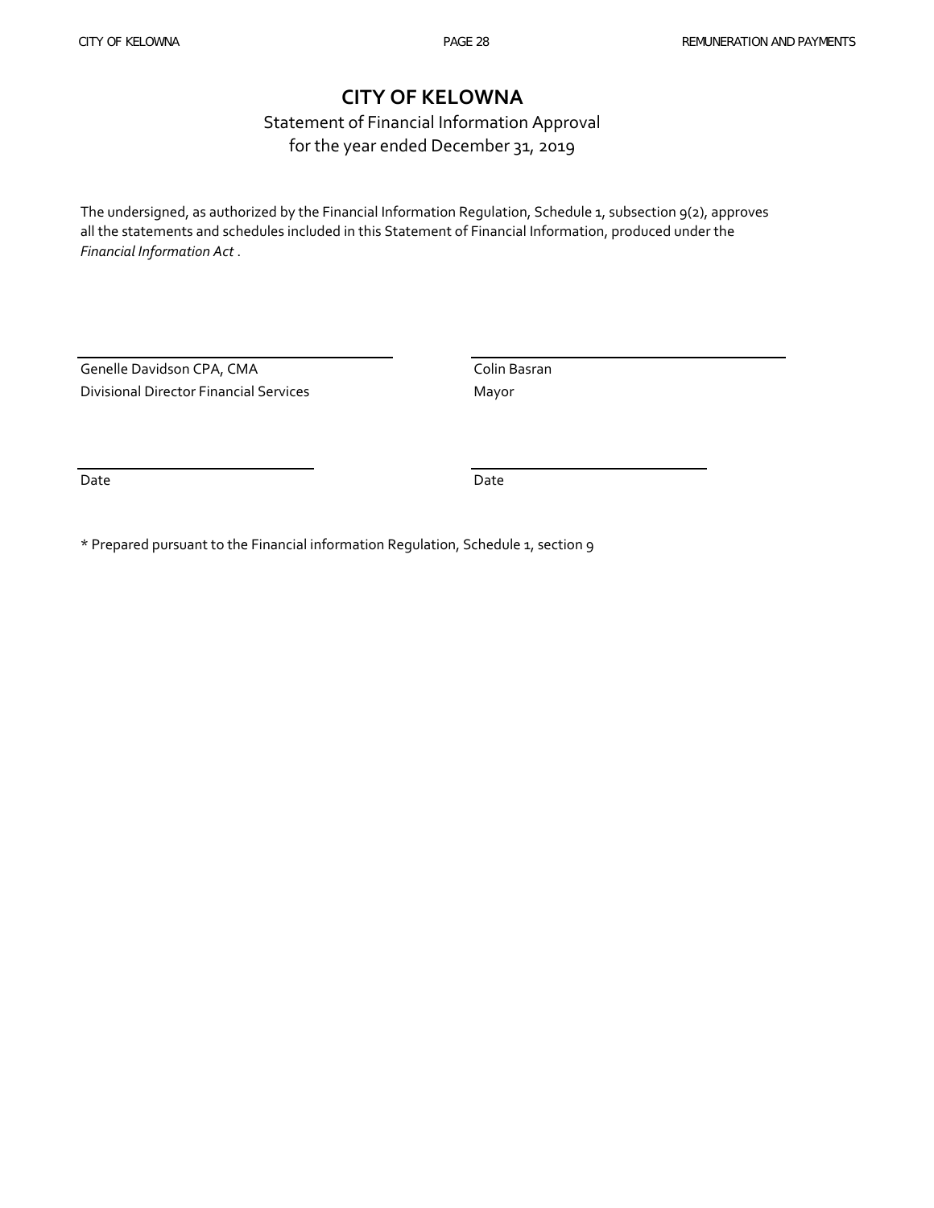# CITY OF KELOWNA

Statement of Financial Information Approval
for the year ended December 31, 2019

The undersigned, as authorized by the Financial Information Regulation, Schedule 1, subsection 9(2), approves all the statements and schedules included in this Statement of Financial Information, produced under the *Financial Information Act* .

| | |
|---|---|
| Genelle Davidson CPA, CMA | Colin Basran |
| Divisional Director Financial Services | Mayor |
| Date | Date |

* Prepared pursuant to the Financial information Regulation, Schedule 1, section 9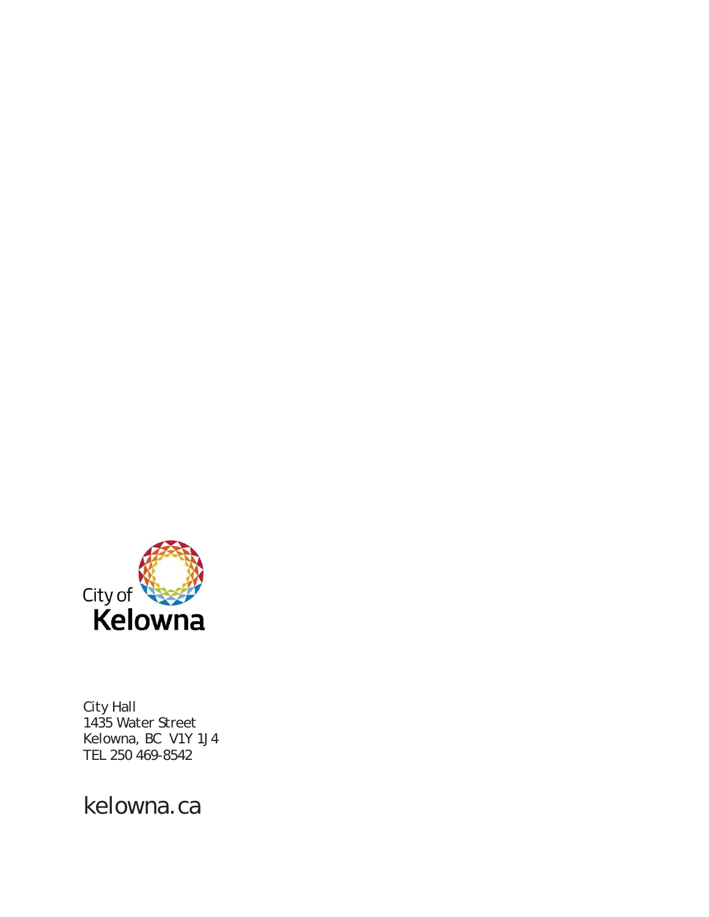City of
Kelowna

City Hall
1435 Water Street
Kelowna, BC V1Y 1J4
TEL 250 469-8542

kelowna.ca